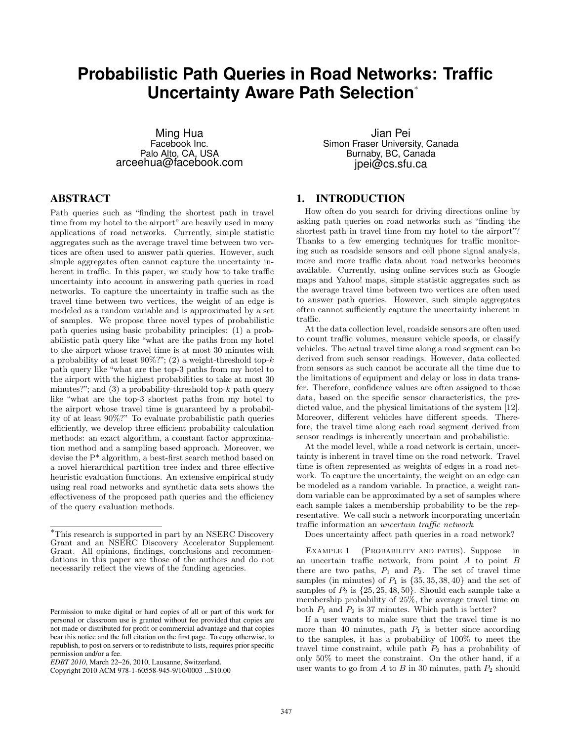# Probabilistic Path Queries in Road Networks: Traffic Uncertainty Aware Path Selection*

Ming Hua
Facebook Inc.
Palo Alto, CA, USA
arceehua@facebook.com

Jian Pei
Simon Fraser University, Canada
Burnaby, BC, Canada
jpei@cs.sfu.ca

## ABSTRACT

Path queries such as "finding the shortest path in travel time from my hotel to the airport" are heavily used in many applications of road networks. Currently, simple statistic aggregates such as the average travel time between two vertices are often used to answer path queries. However, such simple aggregates often cannot capture the uncertainty inherent in traffic. In this paper, we study how to take traffic uncertainty into account in answering path queries in road networks. To capture the uncertainty in traffic such as the travel time between two vertices, the weight of an edge is modeled as a random variable and is approximated by a set of samples. We propose three novel types of probabilistic path queries using basic probability principles: (1) a probabilistic path query like "what are the paths from my hotel to the airport whose travel time is at most 30 minutes with a probability of at least 90%?"; (2) a weight-threshold top-$k$ path query like "what are the top-3 paths from my hotel to the airport with the highest probabilities to take at most 30 minutes?"; and (3) a probability-threshold top-$k$ path query like "what are the top-3 shortest paths from my hotel to the airport whose travel time is guaranteed by a probability of at least 90%?" To evaluate probabilistic path queries efficiently, we develop three efficient probability calculation methods: an exact algorithm, a constant factor approximation method and a sampling based approach. Moreover, we devise the P* algorithm, a best-first search method based on a novel hierarchical partition tree index and three effective heuristic evaluation functions. An extensive empirical study using real road networks and synthetic data sets shows the effectiveness of the proposed path queries and the efficiency of the query evaluation methods.

*This research is supported in part by an NSERC Discovery Grant and an NSERC Discovery Accelerator Supplement Grant. All opinions, findings, conclusions and recommendations in this paper are those of the authors and do not necessarily reflect the views of the funding agencies.

Permission to make digital or hard copies of all or part of this work for personal or classroom use is granted without fee provided that copies are not made or distributed for profit or commercial advantage and that copies bear this notice and the full citation on the first page. To copy otherwise, to republish, to post on servers or to redistribute to lists, requires prior specific permission and/or a fee.
*EDBT 2010*, March 22–26, 2010, Lausanne, Switzerland.
Copyright 2010 ACM 978-1-60558-945-9/10/0003 ...$10.00

## 1. INTRODUCTION

How often do you search for driving directions online by asking path queries on road networks such as "finding the shortest path in travel time from my hotel to the airport"? Thanks to a few emerging techniques for traffic monitoring such as roadside sensors and cell phone signal analysis, more and more traffic data about road networks becomes available. Currently, using online services such as Google maps and Yahoo! maps, simple statistic aggregates such as the average travel time between two vertices are often used to answer path queries. However, such simple aggregates often cannot sufficiently capture the uncertainty inherent in traffic.

At the data collection level, roadside sensors are often used to count traffic volumes, measure vehicle speeds, or classify vehicles. The actual travel time along a road segment can be derived from such sensor readings. However, data collected from sensors as such cannot be accurate all the time due to the limitations of equipment and delay or loss in data transfer. Therefore, confidence values are often assigned to those data, based on the specific sensor characteristics, the predicted value, and the physical limitations of the system [12]. Moreover, different vehicles have different speeds. Therefore, the travel time along each road segment derived from sensor readings is inherently uncertain and probabilistic.

At the model level, while a road network is certain, uncertainty is inherent in travel time on the road network. Travel time is often represented as weights of edges in a road network. To capture the uncertainty, the weight on an edge can be modeled as a random variable. In practice, a weight random variable can be approximated by a set of samples where each sample takes a membership probability to be the representative. We call such a network incorporating uncertain traffic information an *uncertain traffic network*.

Does uncertainty affect path queries in a road network?

EXAMPLE 1 (PROBABILITY AND PATHS). Suppose in an uncertain traffic network, from point $A$ to point $B$ there are two paths, $P_1$ and $P_2$. The set of travel time samples (in minutes) of $P_1$ is $\{35, 35, 38, 40\}$ and the set of samples of $P_2$ is $\{25, 25, 48, 50\}$. Should each sample take a membership probability of 25%, the average travel time on both $P_1$ and $P_2$ is 37 minutes. Which path is better?

If a user wants to make sure that the travel time is no more than 40 minutes, path $P_1$ is better since according to the samples, it has a probability of 100% to meet the travel time constraint, while path $P_2$ has a probability of only 50% to meet the constraint. On the other hand, if a user wants to go from $A$ to $B$ in 30 minutes, path $P_2$ should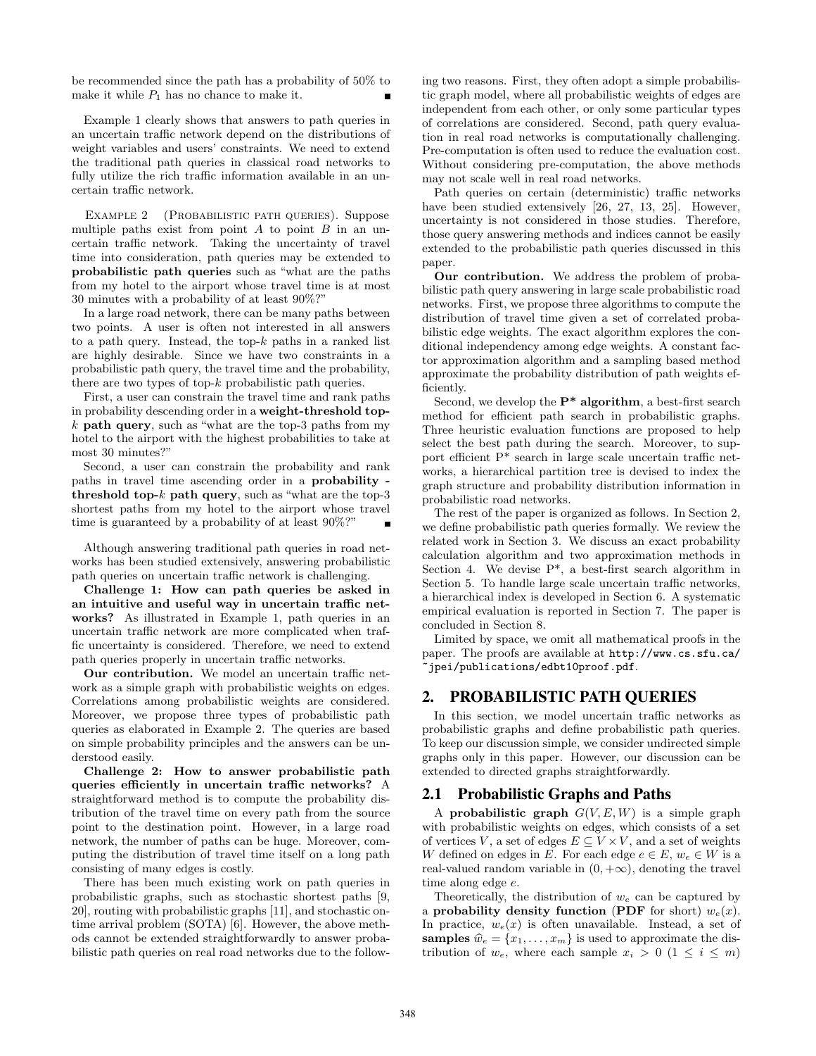be recommended since the path has a probability of 50% to make it while $P_1$ has no chance to make it. ∎

Example 1 clearly shows that answers to path queries in an uncertain traffic network depend on the distributions of weight variables and users' constraints. We need to extend the traditional path queries in classical road networks to fully utilize the rich traffic information available in an uncertain traffic network.

Example 2 (Probabilistic path queries). Suppose multiple paths exist from point $A$ to point $B$ in an uncertain traffic network. Taking the uncertainty of travel time into consideration, path queries may be extended to **probabilistic path queries** such as "what are the paths from my hotel to the airport whose travel time is at most 30 minutes with a probability of at least 90%?"

In a large road network, there can be many paths between two points. A user is often not interested in all answers to a path query. Instead, the top-$k$ paths in a ranked list are highly desirable. Since we have two constraints in a probabilistic path query, the travel time and the probability, there are two types of top-$k$ probabilistic path queries.

First, a user can constrain the travel time and rank paths in probability descending order in a **weight-threshold top-$k$ path query**, such as "what are the top-3 paths from my hotel to the airport with the highest probabilities to take at most 30 minutes?"

Second, a user can constrain the probability and rank paths in travel time ascending order in a **probability - threshold top-$k$ path query**, such as "what are the top-3 shortest paths from my hotel to the airport whose travel time is guaranteed by a probability of at least 90%?" ∎

Although answering traditional path queries in road networks has been studied extensively, answering probabilistic path queries on uncertain traffic network is challenging.

**Challenge 1: How can path queries be asked in an intuitive and useful way in uncertain traffic networks?** As illustrated in Example 1, path queries in an uncertain traffic network are more complicated when traffic uncertainty is considered. Therefore, we need to extend path queries properly in uncertain traffic networks.

**Our contribution.** We model an uncertain traffic network as a simple graph with probabilistic weights on edges. Correlations among probabilistic weights are considered. Moreover, we propose three types of probabilistic path queries as elaborated in Example 2. The queries are based on simple probability principles and the answers can be understood easily.

**Challenge 2: How to answer probabilistic path queries efficiently in uncertain traffic networks?** A straightforward method is to compute the probability distribution of the travel time on every path from the source point to the destination point. However, in a large road network, the number of paths can be huge. Moreover, computing the distribution of travel time itself on a long path consisting of many edges is costly.

There has been much existing work on path queries in probabilistic graphs, such as stochastic shortest paths [9, 20], routing with probabilistic graphs [11], and stochastic ontime arrival problem (SOTA) [6]. However, the above methods cannot be extended straightforwardly to answer probabilistic path queries on real road networks due to the following two reasons. First, they often adopt a simple probabilistic graph model, where all probabilistic weights of edges are independent from each other, or only some particular types of correlations are considered. Second, path query evaluation in real road networks is computationally challenging. Pre-computation is often used to reduce the evaluation cost. Without considering pre-computation, the above methods may not scale well in real road networks.

Path queries on certain (deterministic) traffic networks have been studied extensively [26, 27, 13, 25]. However, uncertainty is not considered in those studies. Therefore, those query answering methods and indices cannot be easily extended to the probabilistic path queries discussed in this paper.

**Our contribution.** We address the problem of probabilistic path query answering in large scale probabilistic road networks. First, we propose three algorithms to compute the distribution of travel time given a set of correlated probabilistic edge weights. The exact algorithm explores the conditional independency among edge weights. A constant factor approximation algorithm and a sampling based method approximate the probability distribution of path weights efficiently.

Second, we develop the **P\* algorithm**, a best-first search method for efficient path search in probabilistic graphs. Three heuristic evaluation functions are proposed to help select the best path during the search. Moreover, to support efficient P\* search in large scale uncertain traffic networks, a hierarchical partition tree is devised to index the graph structure and probability distribution information in probabilistic road networks.

The rest of the paper is organized as follows. In Section 2, we define probabilistic path queries formally. We review the related work in Section 3. We discuss an exact probability calculation algorithm and two approximation methods in Section 4. We devise P\*, a best-first search algorithm in Section 5. To handle large scale uncertain traffic networks, a hierarchical index is developed in Section 6. A systematic empirical evaluation is reported in Section 7. The paper is concluded in Section 8.

Limited by space, we omit all mathematical proofs in the paper. The proofs are available at `http://www.cs.sfu.ca/~jpei/publications/edbt10proof.pdf`.

## 2. PROBABILISTIC PATH QUERIES

In this section, we model uncertain traffic networks as probabilistic graphs and define probabilistic path queries. To keep our discussion simple, we consider undirected simple graphs only in this paper. However, our discussion can be extended to directed graphs straightforwardly.

### 2.1 Probabilistic Graphs and Paths

A **probabilistic graph** $G(V, E, W)$ is a simple graph with probabilistic weights on edges, which consists of a set of vertices $V$, a set of edges $E \subseteq V \times V$, and a set of weights $W$ defined on edges in $E$. For each edge $e \in E$, $w_e \in W$ is a real-valued random variable in $(0, +\infty)$, denoting the travel time along edge $e$.

Theoretically, the distribution of $w_e$ can be captured by a **probability density function** (**PDF** for short) $w_e(x)$. In practice, $w_e(x)$ is often unavailable. Instead, a set of **samples** $\widehat{w}_e = \{x_1, \ldots, x_m\}$ is used to approximate the distribution of $w_e$, where each sample $x_i > 0$ $(1 \le i \le m)$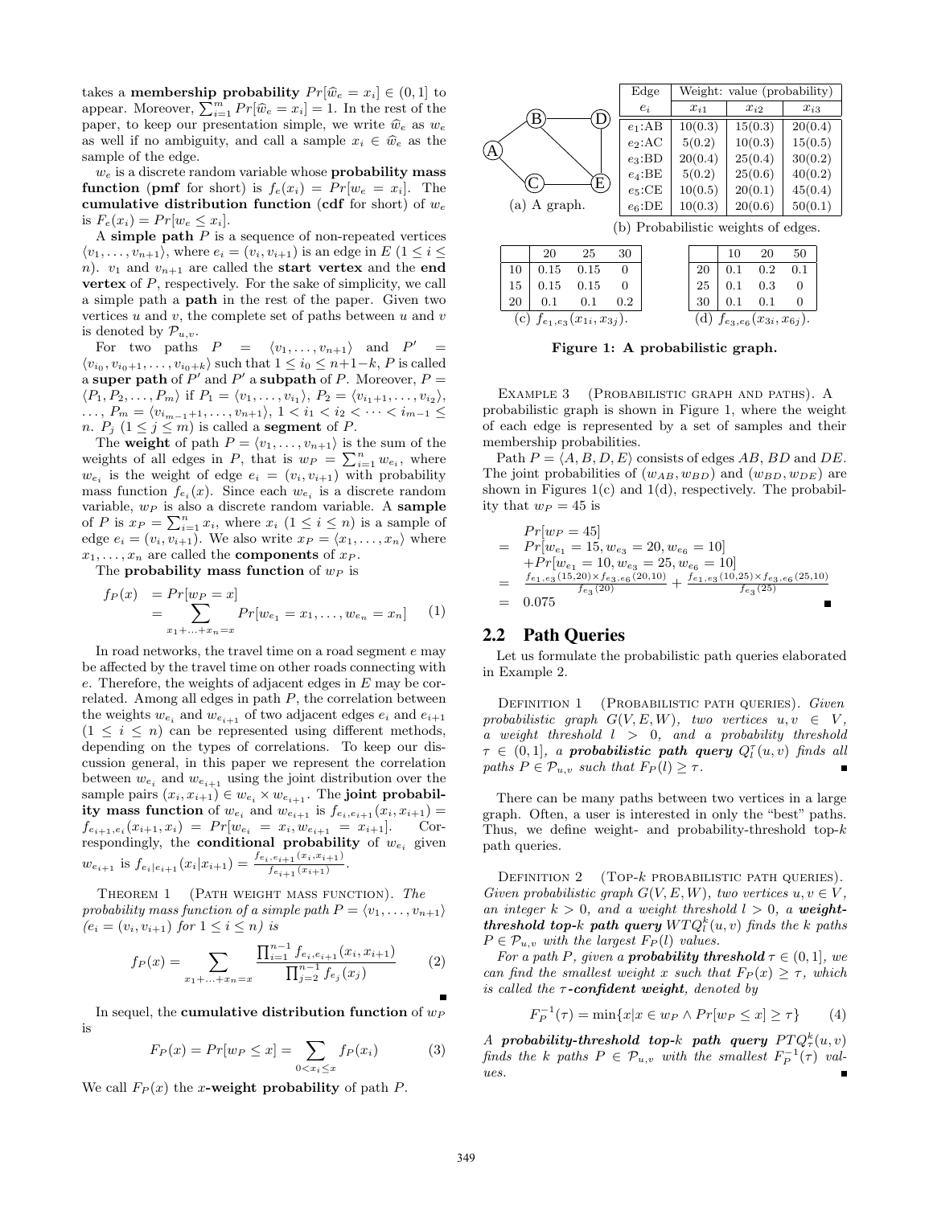takes a **membership probability** $Pr[\widehat{w}_e = x_i] \in (0, 1]$ to appear. Moreover, $\sum_{i=1}^{m} Pr[\widehat{w}_e = x_i] = 1$. In the rest of the paper, to keep our presentation simple, we write $\widehat{w}_e$ as $w_e$ as well if no ambiguity, and call a sample $x_i \in \widehat{w}_e$ as the sample of the edge.

$w_e$ is a discrete random variable whose **probability mass function** (**pmf** for short) is $f_e(x_i) = Pr[w_e = x_i]$. The **cumulative distribution function** (**cdf** for short) of $w_e$ is $F_e(x_i) = Pr[w_e \leq x_i]$.

A **simple path** $P$ is a sequence of non-repeated vertices $\langle v_1, \ldots, v_{n+1} \rangle$, where $e_i = (v_i, v_{i+1})$ is an edge in $E$ ($1 \leq i \leq n$). $v_1$ and $v_{n+1}$ are called the **start vertex** and the **end vertex** of $P$, respectively. For the sake of simplicity, we call a simple path a **path** in the rest of the paper. Given two vertices $u$ and $v$, the complete set of paths between $u$ and $v$ is denoted by $\mathcal{P}_{u,v}$.

For two paths $P = \langle v_1, \ldots, v_{n+1} \rangle$ and $P' = \langle v_{i_0}, v_{i_0+1}, \ldots, v_{i_0+k} \rangle$ such that $1 \leq i_0 \leq n+1-k$, $P$ is called a **super path** of $P'$ and $P'$ a **subpath** of $P$. Moreover, $P = \langle P_1, P_2, \ldots, P_m \rangle$ if $P_1 = \langle v_1, \ldots, v_{i_1} \rangle$, $P_2 = \langle v_{i_1+1}, \ldots, v_{i_2} \rangle$, $\ldots$, $P_m = \langle v_{i_{m-1}+1}, \ldots, v_{n+1} \rangle$, $1 < i_1 < i_2 < \cdots < i_{m-1} \leq n$. $P_j$ ($1 \leq j \leq m$) is called a **segment** of $P$.

The **weight** of path $P = \langle v_1, \ldots, v_{n+1} \rangle$ is the sum of the weights of all edges in $P$, that is $w_P = \sum_{i=1}^{n} w_{e_i}$, where $w_{e_i}$ is the weight of edge $e_i = (v_i, v_{i+1})$ with probability mass function $f_{e_i}(x)$. Since each $w_{e_i}$ is a discrete random variable, $w_P$ is also a discrete random variable. A **sample** of $P$ is $x_P = \sum_{i=1}^{n} x_i$, where $x_i$ ($1 \leq i \leq n$) is a sample of edge $e_i = (v_i, v_{i+1})$. We also write $x_P = \langle x_1, \ldots, x_n \rangle$ where $x_1, \ldots, x_n$ are called the **components** of $x_P$.

The **probability mass function** of $w_P$ is

$$
\begin{aligned}
f_P(x) &= Pr[w_P = x] \\
&= \sum_{x_1 + \ldots + x_n = x} Pr[w_{e_1} = x_1, \ldots, w_{e_n} = x_n]
\end{aligned}
\tag{1}
$$

In road networks, the travel time on a road segment $e$ may be affected by the travel time on other roads connecting with $e$. Therefore, the weights of adjacent edges in $E$ may be correlated. Among all edges in path $P$, the correlation between the weights $w_{e_i}$ and $w_{e_{i+1}}$ of two adjacent edges $e_i$ and $e_{i+1}$ ($1 \leq i \leq n$) can be represented using different methods, depending on the types of correlations. To keep our discussion general, in this paper we represent the correlation between $w_{e_i}$ and $w_{e_{i+1}}$ using the joint distribution over the sample pairs $(x_i, x_{i+1}) \in w_{e_i} \times w_{e_{i+1}}$. The **joint probability mass function** of $w_{e_i}$ and $w_{e_{i+1}}$ is $f_{e_i, e_{i+1}}(x_i, x_{i+1}) = f_{e_{i+1}, e_i}(x_{i+1}, x_i) = Pr[w_{e_i} = x_i, w_{e_{i+1}} = x_{i+1}]$. Correspondingly, the **conditional probability** of $w_{e_i}$ given $w_{e_{i+1}}$ is $f_{e_i | e_{i+1}}(x_i | x_{i+1}) = \frac{f_{e_i, e_{i+1}}(x_i, x_{i+1})}{f_{e_{i+1}}(x_{i+1})}$.

THEOREM 1 (PATH WEIGHT MASS FUNCTION). *The probability mass function of a simple path $P = \langle v_1, \ldots, v_{n+1} \rangle$ ($e_i = (v_i, v_{i+1})$ for $1 \leq i \leq n$) is*

$$
f_P(x) = \sum_{x_1 + \ldots + x_n = x} \frac{\prod_{i=1}^{n-1} f_{e_i, e_{i+1}}(x_i, x_{i+1})}{\prod_{j=2}^{n-1} f_{e_j}(x_j)}
\tag{2}
$$

In sequel, the **cumulative distribution function** of $w_P$ is

$$
F_P(x) = Pr[w_P \leq x] = \sum_{0 < x_i \leq x} f_P(x_i)
\tag{3}
$$

We call $F_P(x)$ the ***x*-weight probability** of path $P$.

(a) A graph.

| Edge | Weight: value (probability) | | |
|---|---|---|---|
| $e_i$ | $x_{i1}$ | $x_{i2}$ | $x_{i3}$ |
| $e_1$:AB | 10(0.3) | 15(0.3) | 20(0.4) |
| $e_2$:AC | 5(0.2) | 10(0.3) | 15(0.5) |
| $e_3$:BD | 20(0.4) | 25(0.4) | 30(0.2) |
| $e_4$:BE | 5(0.2) | 25(0.6) | 40(0.2) |
| $e_5$:CE | 10(0.5) | 20(0.1) | 45(0.4) |
| $e_6$:DE | 10(0.3) | 20(0.6) | 50(0.1) |

(b) Probabilistic weights of edges.

| | 20 | 25 | 30 |
|---|---|---|---|
| 10 | 0.15 | 0.15 | 0 |
| 15 | 0.15 | 0.15 | 0 |
| 20 | 0.1 | 0.1 | 0.2 |

(c) $f_{e_1,e_3}(x_{1i}, x_{3j})$.

| | 10 | 20 | 50 |
|---|---|---|---|
| 20 | 0.1 | 0.2 | 0.1 |
| 25 | 0.1 | 0.3 | 0 |
| 30 | 0.1 | 0.1 | 0 |

(d) $f_{e_3,e_6}(x_{3i}, x_{6j})$.

**Figure 1: A probabilistic graph.**

EXAMPLE 3 (PROBABILISTIC GRAPH AND PATHS). A probabilistic graph is shown in Figure 1, where the weight of each edge is represented by a set of samples and their membership probabilities.

Path $P = \langle A, B, D, E \rangle$ consists of edges $AB$, $BD$ and $DE$. The joint probabilities of $(w_{AB}, w_{BD})$ and $(w_{BD}, w_{DE})$ are shown in Figures 1(c) and 1(d), respectively. The probability that $w_P = 45$ is

$$
\begin{aligned}
& Pr[w_P = 45] \\
= \; & Pr[w_{e_1} = 15, w_{e_3} = 20, w_{e_6} = 10] \\
& + Pr[w_{e_1} = 10, w_{e_3} = 25, w_{e_6} = 10] \\
= \; & \frac{f_{e_1,e_3}(15,20) \times f_{e_3,e_6}(20,10)}{f_{e_3}(20)} + \frac{f_{e_1,e_3}(10,25) \times f_{e_3,e_6}(25,10)}{f_{e_3}(25)} \\
= \; & 0.075
\end{aligned}
$$

## 2.2 Path Queries

Let us formulate the probabilistic path queries elaborated in Example 2.

DEFINITION 1 (PROBABILISTIC PATH QUERIES). *Given probabilistic graph $G(V, E, W)$, two vertices $u, v \in V$, a weight threshold $l > 0$, and a probability threshold $\tau \in (0, 1]$, a **probabilistic path query** $Q_l^\tau(u, v)$ finds all paths $P \in \mathcal{P}_{u,v}$ such that $F_P(l) \geq \tau$.*

There can be many paths between two vertices in a large graph. Often, a user is interested in only the "best" paths. Thus, we define weight- and probability-threshold top-$k$ path queries.

DEFINITION 2 (TOP-$k$ PROBABILISTIC PATH QUERIES). *Given probabilistic graph $G(V, E, W)$, two vertices $u, v \in V$, an integer $k > 0$, and a weight threshold $l > 0$, a **weight-threshold top-$k$ path query** $WTQ_l^k(u, v)$ finds the $k$ paths $P \in \mathcal{P}_{u,v}$ with the largest $F_P(l)$ values.*

*For a path $P$, given a **probability threshold** $\tau \in (0, 1]$, we can find the smallest weight $x$ such that $F_P(x) \geq \tau$, which is called the **$\tau$-confident weight**, denoted by*

$$
F_P^{-1}(\tau) = \min\{x | x \in w_P \wedge Pr[w_P \leq x] \geq \tau\}
\tag{4}
$$

*A **probability-threshold top-$k$ path query** $PTQ_\tau^k(u, v)$ finds the $k$ paths $P \in \mathcal{P}_{u,v}$ with the smallest $F_P^{-1}(\tau)$ values.*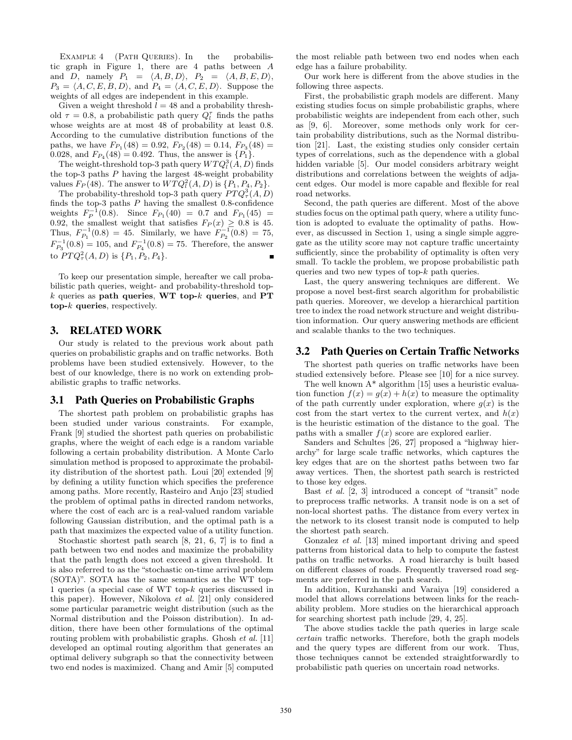EXAMPLE 4 (PATH QUERIES). In the probabilistic graph in Figure 1, there are 4 paths between $A$ and $D$, namely $P_1 = \langle A, B, D \rangle$, $P_2 = \langle A, B, E, D \rangle$, $P_3 = \langle A, C, E, B, D \rangle$, and $P_4 = \langle A, C, E, D \rangle$. Suppose the weights of all edges are independent in this example.

Given a weight threshold $l = 48$ and a probability threshold $\tau = 0.8$, a probabilistic path query $Q_l^\tau$ finds the paths whose weights are at most 48 of probability at least 0.8. According to the cumulative distribution functions of the paths, we have $F_{P_1}(48) = 0.92$, $F_{P_2}(48) = 0.14$, $F_{P_3}(48) = 0.028$, and $F_{P_4}(48) = 0.492$. Thus, the answer is $\{P_1\}$.

The weight-threshold top-3 path query $WTQ_l^3(A, D)$ finds the top-3 paths $P$ having the largest 48-weight probability values $F_P(48)$. The answer to $WTQ_l^3(A, D)$ is $\{P_1, P_4, P_2\}$.

The probability-threshold top-3 path query $PTQ_\tau^3(A, D)$ finds the top-3 paths $P$ having the smallest 0.8-confidence weights $F_P^{-1}(0.8)$. Since $F_{P_1}(40) = 0.7$ and $F_{P_1}(45) = 0.92$, the smallest weight that satisfies $F_P(x) \geq 0.8$ is 45. Thus, $F_{P_1}^{-1}(0.8) = 45$. Similarly, we have $F_{P_2}^{-1}(0.8) = 75$, $F_{P_3}^{-1}(0.8) = 105$, and $F_{P_4}^{-1}(0.8) = 75$. Therefore, the answer to $PTQ_\tau^2(A, D)$ is $\{P_1, P_2, P_4\}$. ∎

To keep our presentation simple, hereafter we call probabilistic path queries, weight- and probability-threshold top-$k$ queries as **path queries**, **WT top-$k$ queries**, and **PT top-$k$ queries**, respectively.

## 3. RELATED WORK

Our study is related to the previous work about path queries on probabilistic graphs and on traffic networks. Both problems have been studied extensively. However, to the best of our knowledge, there is no work on extending probabilistic graphs to traffic networks.

### 3.1 Path Queries on Probabilistic Graphs

The shortest path problem on probabilistic graphs has been studied under various constraints. For example, Frank [9] studied the shortest path queries on probabilistic graphs, where the weight of each edge is a random variable following a certain probability distribution. A Monte Carlo simulation method is proposed to approximate the probability distribution of the shortest path. Loui [20] extended [9] by defining a utility function which specifies the preference among paths. More recently, Rasteiro and Anjo [23] studied the problem of optimal paths in directed random networks, where the cost of each arc is a real-valued random variable following Gaussian distribution, and the optimal path is a path that maximizes the expected value of a utility function.

Stochastic shortest path search [8, 21, 6, 7] is to find a path between two end nodes and maximize the probability that the path length does not exceed a given threshold. It is also referred to as the "stochastic on-time arrival problem (SOTA)". SOTA has the same semantics as the WT top-1 queries (a special case of WT top-$k$ queries discussed in this paper). However, Nikolova *et al.* [21] only considered some particular parametric weight distribution (such as the Normal distribution and the Poisson distribution). In addition, there have been other formulations of the optimal routing problem with probabilistic graphs. Ghosh *et al.* [11] developed an optimal routing algorithm that generates an optimal delivery subgraph so that the connectivity between two end nodes is maximized. Chang and Amir [5] computed the most reliable path between two end nodes when each edge has a failure probability.

Our work here is different from the above studies in the following three aspects.

First, the probabilistic graph models are different. Many existing studies focus on simple probabilistic graphs, where probabilistic weights are independent from each other, such as [9, 6]. Moreover, some methods only work for certain probability distributions, such as the Normal distribution [21]. Last, the existing studies only consider certain types of correlations, such as the dependence with a global hidden variable [5]. Our model considers arbitrary weight distributions and correlations between the weights of adjacent edges. Our model is more capable and flexible for real road networks.

Second, the path queries are different. Most of the above studies focus on the optimal path query, where a utility function is adopted to evaluate the optimality of paths. However, as discussed in Section 1, using a single simple aggregate as the utility score may not capture traffic uncertainty sufficiently, since the probability of optimality is often very small. To tackle the problem, we propose probabilistic path queries and two new types of top-$k$ path queries.

Last, the query answering techniques are different. We propose a novel best-first search algorithm for probabilistic path queries. Moreover, we develop a hierarchical partition tree to index the road network structure and weight distribution information. Our query answering methods are efficient and scalable thanks to the two techniques.

### 3.2 Path Queries on Certain Traffic Networks

The shortest path queries on traffic networks have been studied extensively before. Please see [10] for a nice survey.

The well known A* algorithm [15] uses a heuristic evaluation function $f(x) = g(x) + h(x)$ to measure the optimality of the path currently under exploration, where $g(x)$ is the cost from the start vertex to the current vertex, and $h(x)$ is the heuristic estimation of the distance to the goal. The paths with a smaller $f(x)$ score are explored earlier.

Sanders and Schultes [26, 27] proposed a "highway hierarchy" for large scale traffic networks, which captures the key edges that are on the shortest paths between two far away vertices. Then, the shortest path search is restricted to those key edges.

Bast *et al.* [2, 3] introduced a concept of "transit" node to preprocess traffic networks. A transit node is on a set of non-local shortest paths. The distance from every vertex in the network to its closest transit node is computed to help the shortest path search.

Gonzalez *et al.* [13] mined important driving and speed patterns from historical data to help to compute the fastest paths on traffic networks. A road hierarchy is built based on different classes of roads. Frequently traversed road segments are preferred in the path search.

In addition, Kurzhanski and Varaiya [19] considered a model that allows correlations between links for the reachability problem. More studies on the hierarchical approach for searching shortest path include [29, 4, 25].

The above studies tackle the path queries in large scale *certain* traffic networks. Therefore, both the graph models and the query types are different from our work. Thus, those techniques cannot be extended straightforwardly to probabilistic path queries on uncertain road networks.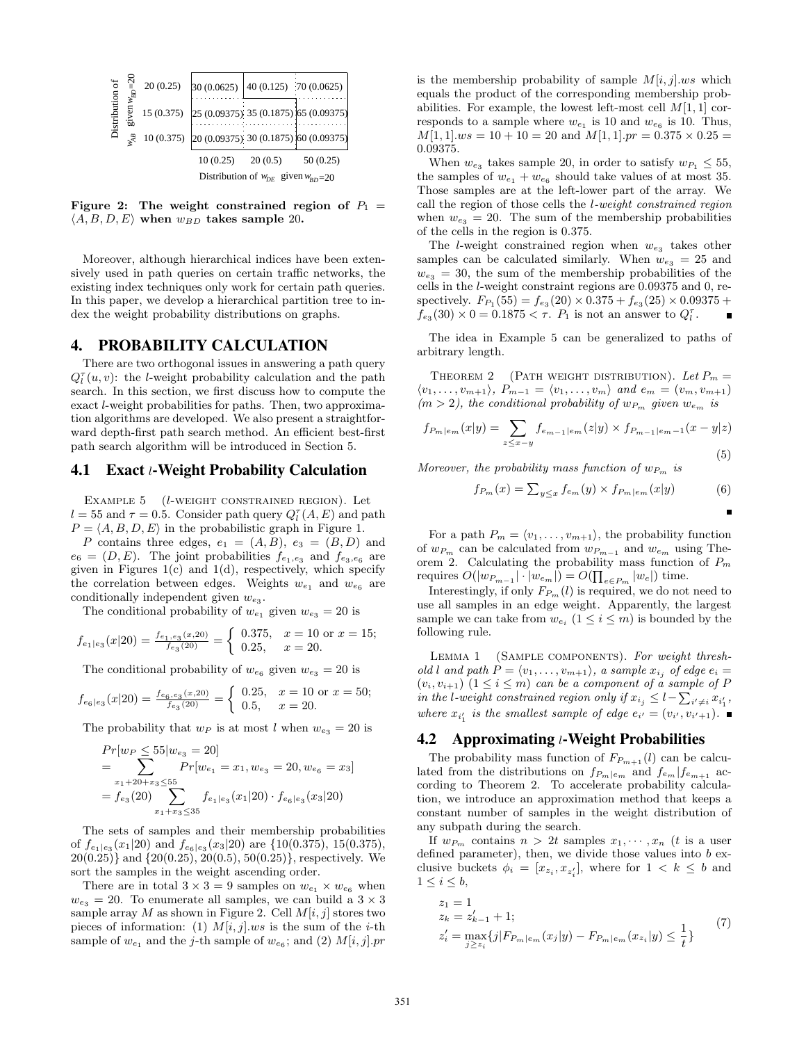| Distribution of $w_{AB}$ given $w_{BD}$=20 | | | |
|---|---|---|---|
| 20 (0.25) | 30 (0.0625) | 40 (0.125) | 70 (0.0625) |
| 15 (0.375) | 25 (0.09375) | 35 (0.1875) | 65 (0.09375) |
| 10 (0.375) | 20 (0.09375) | 30 (0.1875) | 60 (0.09375) |
| | 10 (0.25) | 20 (0.5) | 50 (0.25) |
| | Distribution of $w_{DE}$ given $w_{BD}$=20 | | |

**Figure 2: The weight constrained region of $P_1 = \langle A, B, D, E\rangle$ when $w_{BD}$ takes sample 20.**

Moreover, although hierarchical indices have been extensively used in path queries on certain traffic networks, the existing index techniques only work for certain path queries. In this paper, we develop a hierarchical partition tree to index the weight probability distributions on graphs.

## 4. PROBABILITY CALCULATION

There are two orthogonal issues in answering a path query $Q_l^\tau(u, v)$: the $l$-weight probability calculation and the path search. In this section, we first discuss how to compute the exact $l$-weight probabilities for paths. Then, two approximation algorithms are developed. We also present a straightforward depth-first path search method. An efficient best-first path search algorithm will be introduced in Section 5.

### 4.1 Exact $l$-Weight Probability Calculation

Example 5 ($l$-weight constrained region). Let $l = 55$ and $\tau = 0.5$. Consider path query $Q_l^\tau(A, E)$ and path $P = \langle A, B, D, E\rangle$ in the probabilistic graph in Figure 1.

$P$ contains three edges, $e_1 = (A, B)$, $e_3 = (B, D)$ and $e_6 = (D, E)$. The joint probabilities $f_{e_1,e_3}$ and $f_{e_3,e_6}$ are given in Figures 1(c) and 1(d), respectively, which specify the correlation between edges. Weights $w_{e_1}$ and $w_{e_6}$ are conditionally independent given $w_{e_3}$.

The conditional probability of $w_{e_1}$ given $w_{e_3} = 20$ is

$$f_{e_1|e_3}(x|20) = \frac{f_{e_1,e_3}(x,20)}{f_{e_3}(20)} = \begin{cases} 0.375, & x = 10 \text{ or } x = 15; \\ 0.25, & x = 20. \end{cases}$$

The conditional probability of $w_{e_6}$ given $w_{e_3} = 20$ is

$$f_{e_6|e_3}(x|20) = \frac{f_{e_6,e_3}(x,20)}{f_{e_3}(20)} = \begin{cases} 0.25, & x = 10 \text{ or } x = 50; \\ 0.5, & x = 20. \end{cases}$$

The probability that $w_P$ is at most $l$ when $w_{e_3} = 20$ is

$$\begin{aligned} & Pr[w_P \le 55 | w_{e_3} = 20] \\ &= \sum_{x_1+20+x_3 \le 55} Pr[w_{e_1} = x_1, w_{e_3} = 20, w_{e_6} = x_3] \\ &= f_{e_3}(20) \sum_{x_1+x_3 \le 35} f_{e_1|e_3}(x_1|20) \cdot f_{e_6|e_3}(x_3|20) \end{aligned}$$

The sets of samples and their membership probabilities of $f_{e_1|e_3}(x_1|20)$ and $f_{e_6|e_3}(x_3|20)$ are $\{10(0.375), 15(0.375), 20(0.25)\}$ and $\{20(0.25), 20(0.5), 50(0.25)\}$, respectively. We sort the samples in the weight ascending order.

There are in total $3 \times 3 = 9$ samples on $w_{e_1} \times w_{e_6}$ when $w_{e_3} = 20$. To enumerate all samples, we can build a $3 \times 3$ sample array $M$ as shown in Figure 2. Cell $M[i, j]$ stores two pieces of information: (1) $M[i, j].ws$ is the sum of the $i$-th sample of $w_{e_1}$ and the $j$-th sample of $w_{e_6}$; and (2) $M[i, j].pr$ is the membership probability of sample $M[i, j].ws$ which equals the product of the corresponding membership probabilities. For example, the lowest left-most cell $M[1, 1]$ corresponds to a sample where $w_{e_1}$ is 10 and $w_{e_6}$ is 10. Thus, $M[1, 1].ws = 10 + 10 = 20$ and $M[1, 1].pr = 0.375 \times 0.25 = 0.09375$.

When $w_{e_3}$ takes sample 20, in order to satisfy $w_{P_1} \le 55$, the samples of $w_{e_1} + w_{e_6}$ should take values of at most 35. Those samples are at the left-lower part of the array. We call the region of those cells the *$l$-weight constrained region* when $w_{e_3} = 20$. The sum of the membership probabilities of the cells in the region is 0.375.

The $l$-weight constrained region when $w_{e_3}$ takes other samples can be calculated similarly. When $w_{e_3} = 25$ and $w_{e_3} = 30$, the sum of the membership probabilities of the cells in the $l$-weight constraint regions are 0.09375 and 0, respectively. $F_{P_1}(55) = f_{e_3}(20) \times 0.375 + f_{e_3}(25) \times 0.09375 + f_{e_3}(30) \times 0 = 0.1875 < \tau$. $P_1$ is not an answer to $Q_l^\tau$. ∎

The idea in Example 5 can be generalized to paths of arbitrary length.

Theorem 2 (Path weight distribution). *Let $P_m = \langle v_1, \ldots, v_{m+1}\rangle$, $P_{m-1} = \langle v_1, \ldots, v_m\rangle$ and $e_m = (v_m, v_{m+1})$ ($m > 2$), the conditional probability of $w_{P_m}$ given $w_{e_m}$ is*

$$f_{P_m|e_m}(x|y) = \sum_{z \le x-y} f_{e_{m-1}|e_m}(z|y) \times f_{P_{m-1}|e_{m-1}}(x - y|z) \tag{5}$$

*Moreover, the probability mass function of $w_{P_m}$ is*

$$f_{P_m}(x) = \sum_{y \le x} f_{e_m}(y) \times f_{P_m|e_m}(x|y) \tag{6}$$

∎

For a path $P_m = \langle v_1, \ldots, v_{m+1}\rangle$, the probability function of $w_{P_m}$ can be calculated from $w_{P_{m-1}}$ and $w_{e_m}$ using Theorem 2. Calculating the probability mass function of $P_m$ requires $O(|w_{P_{m-1}}| \cdot |w_{e_m}|) = O(\prod_{e \in P_m} |w_e|)$ time.

Interestingly, if only $F_{P_m}(l)$ is required, we do not need to use all samples in an edge weight. Apparently, the largest sample we can take from $w_{e_i}$ ($1 \le i \le m$) is bounded by the following rule.

Lemma 1 (Sample components). *For weight threshold $l$ and path $P = \langle v_1, \ldots, v_{m+1}\rangle$, a sample $x_{i_j}$ of edge $e_i = (v_i, v_{i+1})$ ($1 \le i \le m$) can be a component of a sample of $P$ in the $l$-weight constrained region only if $x_{i_j} \le l - \sum_{i' \ne i} x_{i'_1}$, where $x_{i'_1}$ is the smallest sample of edge $e_{i'} = (v_{i'}, v_{i'+1})$.* ∎

### 4.2 Approximating $l$-Weight Probabilities

The probability mass function of $F_{P_{m+1}}(l)$ can be calculated from the distributions on $f_{P_m|e_m}$ and $f_{e_m}|f_{e_{m+1}}$ according to Theorem 2. To accelerate probability calculation, we introduce an approximation method that keeps a constant number of samples in the weight distribution of any subpath during the search.

If $w_{P_m}$ contains $n > 2t$ samples $x_1, \cdots, x_n$ ($t$ is a user defined parameter), then, we divide those values into $b$ exclusive buckets $\phi_i = [x_{z_i}, x_{z'_i}]$, where for $1 < k \le b$ and $1 \le i \le b$,

$$\begin{aligned} z_1 &= 1 \\ z_k &= z'_{k-1} + 1; \\ z'_i &= \max_{j \ge z_i} \{j | F_{P_m|e_m}(x_j|y) - F_{P_m|e_m}(x_{z_i}|y) \le \frac{1}{t}\} \end{aligned} \tag{7}$$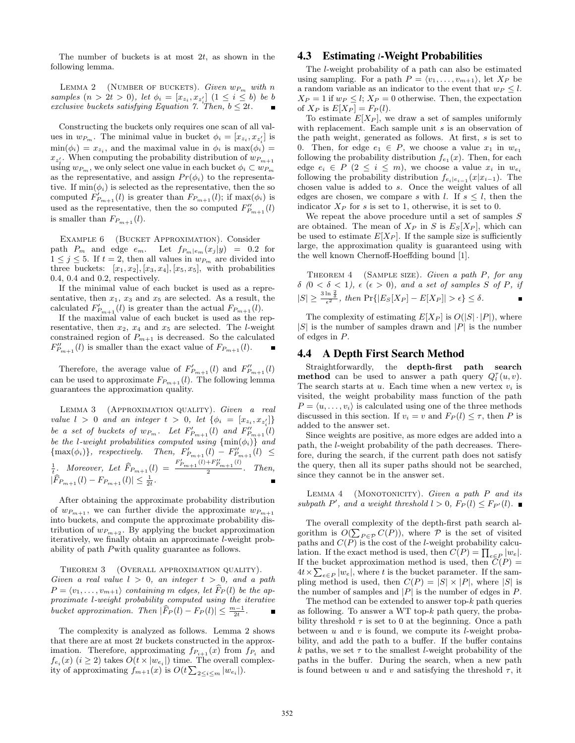The number of buckets is at most $2t$, as shown in the following lemma.

Lemma 2 (Number of buckets). *Given $w_{P_m}$ with $n$ samples ($n > 2t > 0$), let $\phi_i = [x_{z_i}, x_{z'_i}]$ ($1 \leq i \leq b$) be $b$ exclusive buckets satisfying Equation 7. Then, $b \leq 2t$.* ∎

Constructing the buckets only requires one scan of all values in $w_{P_m}$. The minimal value in bucket $\phi_i = [x_{z_i}, x_{z'_i}]$ is $\min(\phi_i) = x_{z_i}$, and the maximal value in $\phi_i$ is $\max(\phi_i) = x_{z'_i}$. When computing the probability distribution of $w_{P_{m+1}}$ using $w_{P_m}$, we only select one value in each bucket $\phi_i \subset w_{P_m}$ as the representative, and assign $Pr(\phi_i)$ to the representative. If $\min(\phi_i)$ is selected as the representative, then the so computed $F'_{P_{m+1}}(l)$ is greater than $F_{P_{m+1}}(l)$; if $\max(\phi_i)$ is used as the representative, then the so computed $F''_{P_{m+1}}(l)$ is smaller than $F_{P_{m+1}}(l)$.

Example 6 (Bucket Approximation). Consider path $P_m$ and edge $e_m$. Let $f_{P_m|e_m}(x_j|y) = 0.2$ for $1 \leq j \leq 5$. If $t = 2$, then all values in $w_{P_m}$ are divided into three buckets: $[x_1, x_2], [x_3, x_4], [x_5, x_5]$, with probabilities 0.4, 0.4 and 0.2, respectively.

If the minimal value of each bucket is used as a representative, then $x_1$, $x_3$ and $x_5$ are selected. As a result, the calculated $F'_{P_{m+1}}(l)$ is greater than the actual $F_{P_{m+1}}(l)$.

If the maximal value of each bucket is used as the representative, then $x_2$, $x_4$ and $x_5$ are selected. The $l$-weight constrained region of $P_{m+1}$ is decreased. So the calculated $F''_{P_{m+1}}(l)$ is smaller than the exact value of $F_{P_{m+1}}(l)$. ∎

Therefore, the average value of $F'_{P_{m+1}}(l)$ and $F''_{P_{m+1}}(l)$ can be used to approximate $F_{P_{m+1}}(l)$. The following lemma guarantees the approximation quality.

Lemma 3 (Approximation quality). *Given a real value $l > 0$ and an integer $t > 0$, let $\{\phi_i = [x_{z_i}, x_{z'_i}]\}$ be a set of buckets of $w_{P_m}$. Let $F'_{P_{m+1}}(l)$ and $F''_{P_{m+1}}(l)$ be the $l$-weight probabilities computed using $\{\min(\phi_i)\}$ and $\{\max(\phi_i)\}$, respectively. Then, $F'_{P_{m+1}}(l) - F''_{P_{m+1}}(l) \leq \frac{1}{t}$. Moreover, Let $\widehat{F}_{P_{m+1}}(l) = \frac{F'_{P_{m+1}}(l)+F''_{P_{m+1}}(l)}{2}$. Then, $|\widehat{F}_{P_{m+1}}(l) - F_{P_{m+1}}(l)| \leq \frac{1}{2t}$.* ∎

After obtaining the approximate probability distribution of $w_{P_{m+1}}$, we can further divide the approximate $w_{P_{m+1}}$ into buckets, and compute the approximate probability distribution of $w_{P_{m+2}}$. By applying the bucket approximation iteratively, we finally obtain an approximate $l$-weight probability of path $P$with quality guarantee as follows.

Theorem 3 (Overall approximation quality). *Given a real value $l > 0$, an integer $t > 0$, and a path $P = \langle v_1, \ldots, v_{m+1} \rangle$ containing $m$ edges, let $\widehat{F}_P(l)$ be the approximate $l$-weight probability computed using the iterative bucket approximation. Then $|\widehat{F}_P(l) - F_P(l)| \leq \frac{m-1}{2t}$.* ∎

The complexity is analyzed as follows. Lemma 2 shows that there are at most $2t$ buckets constructed in the approximation. Therefore, approximating $f_{P_{i+1}}(x)$ from $f_{P_i}$ and $f_{e_i}(x)$ ($i \geq 2$) takes $O(t \times |w_{e_i}|)$ time. The overall complexity of approximating $f_{m+1}(x)$ is $O(t \sum_{2 \leq i \leq m} |w_{e_i}|)$.

## 4.3 Estimating $l$-Weight Probabilities

The $l$-weight probability of a path can also be estimated using sampling. For a path $P = \langle v_1, \ldots, v_{m+1} \rangle$, let $X_P$ be a random variable as an indicator to the event that $w_P \leq l$. $X_P = 1$ if $w_P \leq l$; $X_P = 0$ otherwise. Then, the expectation of $X_P$ is $E[X_P] = F_P(l)$.

To estimate $E[X_P]$, we draw a set of samples uniformly with replacement. Each sample unit $s$ is an observation of the path weight, generated as follows. At first, $s$ is set to 0. Then, for edge $e_1 \in P$, we choose a value $x_1$ in $w_{e_1}$ following the probability distribution $f_{e_1}(x)$. Then, for each edge $e_i \in P$ ($2 \leq i \leq m$), we choose a value $x_i$ in $w_{e_i}$ following the probability distribution $f_{e_i|e_{i-1}}(x|x_{i-1})$. The chosen value is added to $s$. Once the weight values of all edges are chosen, we compare $s$ with $l$. If $s \leq l$, then the indicator $X_P$ for $s$ is set to 1, otherwise, it is set to 0.

We repeat the above procedure until a set of samples $S$ are obtained. The mean of $X_P$ in $S$ is $E_S[X_P]$, which can be used to estimate $E[X_P]$. If the sample size is sufficiently large, the approximation quality is guaranteed using with the well known Chernoff-Hoeffding bound [1].

Theorem 4 (Sample size). *Given a path $P$, for any $\delta$ ($0 < \delta < 1$), $\epsilon$ ($\epsilon > 0$), and a set of samples $S$ of $P$, if $|S| \geq \frac{3 \ln \frac{2}{\delta}}{\epsilon^2}$, then $\Pr\{|E_S[X_P] - E[X_P]| > \epsilon\} \leq \delta$.* ∎

The complexity of estimating $E[X_P]$ is $O(|S| \cdot |P|)$, where $|S|$ is the number of samples drawn and $|P|$ is the number of edges in $P$.

## 4.4 A Depth First Search Method

Straightforwardly, the **depth-first path search method** can be used to answer a path query $Q_l^\tau(u, v)$. The search starts at $u$. Each time when a new vertex $v_i$ is visited, the weight probability mass function of the path $P = \langle u, \ldots, v_i \rangle$ is calculated using one of the three methods discussed in this section. If $v_i = v$ and $F_P(l) \leq \tau$, then $P$ is added to the answer set.

Since weights are positive, as more edges are added into a path, the $l$-weight probability of the path decreases. Therefore, during the search, if the current path does not satisfy the query, then all its super paths should not be searched, since they cannot be in the answer set.

Lemma 4 (Monotonicity). *Given a path $P$ and its subpath $P'$, and a weight threshold $l > 0$, $F_P(l) \leq F_{P'}(l)$.* ∎

The overall complexity of the depth-first path search algorithm is $O(\sum_{P \in \mathcal{P}} C(P))$, where $\mathcal{P}$ is the set of visited paths and $C(P)$ is the cost of the $l$-weight probability calculation. If the exact method is used, then $C(P) = \prod_{e \in P} |w_e|$. If the bucket approximation method is used, then $C(P) = 4t \times \sum_{e \in P} |w_e|$, where $t$ is the bucket parameter. If the sampling method is used, then $C(P) = |S| \times |P|$, where $|S|$ is the number of samples and $|P|$ is the number of edges in $P$.

The method can be extended to answer top-$k$ path queries as following. To answer a WT top-$k$ path query, the probability threshold $\tau$ is set to 0 at the beginning. Once a path between $u$ and $v$ is found, we compute its $l$-weight probability, and add the path to a buffer. If the buffer contains $k$ paths, we set $\tau$ to the smallest $l$-weight probability of the paths in the buffer. During the search, when a new path is found between $u$ and $v$ and satisfying the threshold $\tau$, it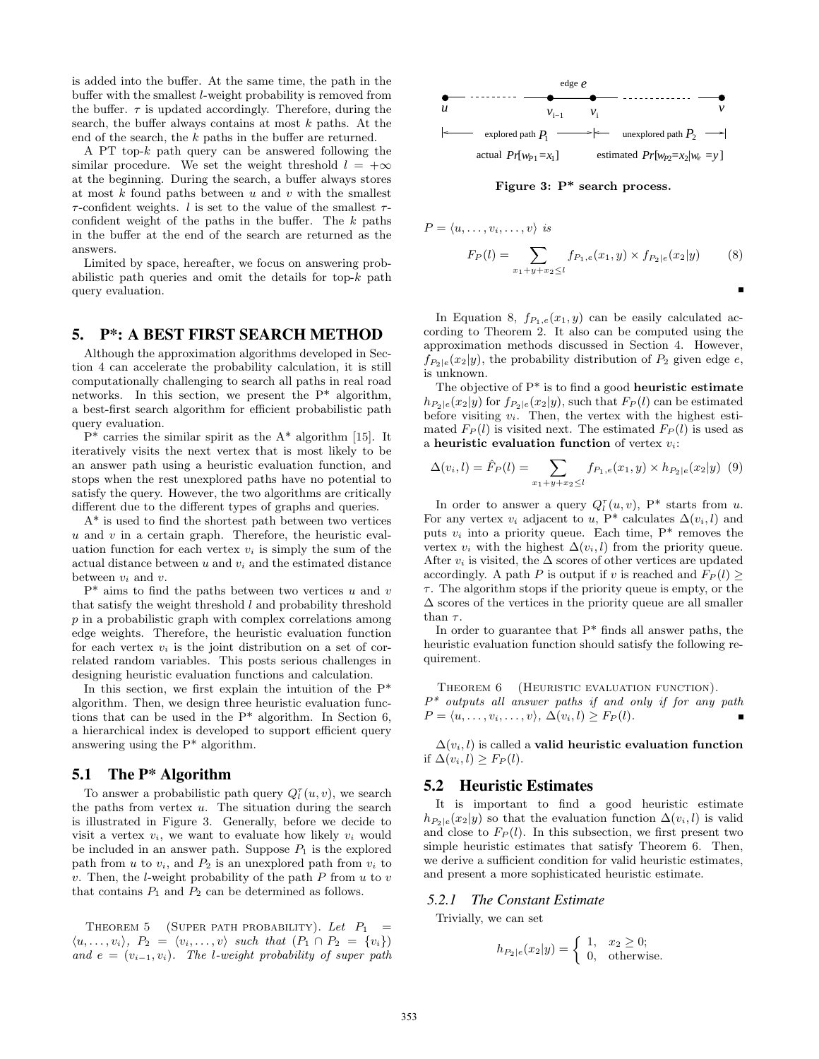is added into the buffer. At the same time, the path in the buffer with the smallest $l$-weight probability is removed from the buffer. $\tau$ is updated accordingly. Therefore, during the search, the buffer always contains at most $k$ paths. At the end of the search, the $k$ paths in the buffer are returned.

A PT top-$k$ path query can be answered following the similar procedure. We set the weight threshold $l = +\infty$ at the beginning. During the search, a buffer always stores at most $k$ found paths between $u$ and $v$ with the smallest $\tau$-confident weights. $l$ is set to the value of the smallest $\tau$-confident weight of the paths in the buffer. The $k$ paths in the buffer at the end of the search are returned as the answers.

Limited by space, hereafter, we focus on answering probabilistic path queries and omit the details for top-$k$ path query evaluation.

## 5. P*: A BEST FIRST SEARCH METHOD

Although the approximation algorithms developed in Section 4 can accelerate the probability calculation, it is still computationally challenging to search all paths in real road networks. In this section, we present the P* algorithm, a best-first search algorithm for efficient probabilistic path query evaluation.

P* carries the similar spirit as the A* algorithm [15]. It iteratively visits the next vertex that is most likely to be an answer path using a heuristic evaluation function, and stops when the rest unexplored paths have no potential to satisfy the query. However, the two algorithms are critically different due to the different types of graphs and queries.

A* is used to find the shortest path between two vertices $u$ and $v$ in a certain graph. Therefore, the heuristic evaluation function for each vertex $v_i$ is simply the sum of the actual distance between $u$ and $v_i$ and the estimated distance between $v_i$ and $v$.

P* aims to find the paths between two vertices $u$ and $v$ that satisfy the weight threshold $l$ and probability threshold $p$ in a probabilistic graph with complex correlations among edge weights. Therefore, the heuristic evaluation function for each vertex $v_i$ is the joint distribution on a set of correlated random variables. This posts serious challenges in designing heuristic evaluation functions and calculation.

In this section, we first explain the intuition of the P* algorithm. Then, we design three heuristic evaluation functions that can be used in the P* algorithm. In Section 6, a hierarchical index is developed to support efficient query answering using the P* algorithm.

### 5.1 The P* Algorithm

To answer a probabilistic path query $Q_l^\tau(u, v)$, we search the paths from vertex $u$. The situation during the search is illustrated in Figure 3. Generally, before we decide to visit a vertex $v_i$, we want to evaluate how likely $v_i$ would be included in an answer path. Suppose $P_1$ is the explored path from $u$ to $v_i$, and $P_2$ is an unexplored path from $v_i$ to $v$. Then, the $l$-weight probability of the path $P$ from $u$ to $v$ that contains $P_1$ and $P_2$ can be determined as follows.

Theorem 5 (Super path probability). *Let $P_1 = \langle u, \ldots, v_i \rangle$, $P_2 = \langle v_i, \ldots, v \rangle$ such that $(P_1 \cap P_2 = \{v_i\})$ and $e = (v_{i-1}, v_i)$. The $l$-weight probability of super path*

**Figure 3: P* search process.**

*$P = \langle u, \ldots, v_i, \ldots, v \rangle$ is*

$$F_P(l) = \sum_{x_1+y+x_2 \le l} f_{P_1,e}(x_1, y) \times f_{P_2|e}(x_2|y) \qquad (8)$$

In Equation 8, $f_{P_1,e}(x_1, y)$ can be easily calculated according to Theorem 2. It also can be computed using the approximation methods discussed in Section 4. However, $f_{P_2|e}(x_2|y)$, the probability distribution of $P_2$ given edge $e$, is unknown.

The objective of P* is to find a good **heuristic estimate** $h_{P_2|e}(x_2|y)$ for $f_{P_2|e}(x_2|y)$, such that $F_P(l)$ can be estimated before visiting $v_i$. Then, the vertex with the highest estimated $F_P(l)$ is visited next. The estimated $F_P(l)$ is used as a **heuristic evaluation function** of vertex $v_i$:

$$\Delta(v_i, l) = \hat{F}_P(l) = \sum_{x_1+y+x_2 \le l} f_{P_1,e}(x_1, y) \times h_{P_2|e}(x_2|y) \quad (9)$$

In order to answer a query $Q_l^\tau(u, v)$, P* starts from $u$. For any vertex $v_i$ adjacent to $u$, P* calculates $\Delta(v_i, l)$ and puts $v_i$ into a priority queue. Each time, P* removes the vertex $v_i$ with the highest $\Delta(v_i, l)$ from the priority queue. After $v_i$ is visited, the $\Delta$ scores of other vertices are updated accordingly. A path $P$ is output if $v$ is reached and $F_P(l) \ge \tau$. The algorithm stops if the priority queue is empty, or the $\Delta$ scores of the vertices in the priority queue are all smaller than $\tau$.

In order to guarantee that P* finds all answer paths, the heuristic evaluation function should satisfy the following requirement.

Theorem 6 (Heuristic evaluation function). *P* outputs all answer paths if and only if for any path $P = \langle u, \ldots, v_i, \ldots, v \rangle$, $\Delta(v_i, l) \ge F_P(l)$.*

$\Delta(v_i, l)$ is called a **valid heuristic evaluation function** if $\Delta(v_i, l) \ge F_P(l)$.

### 5.2 Heuristic Estimates

It is important to find a good heuristic estimate $h_{P_2|e}(x_2|y)$ so that the evaluation function $\Delta(v_i, l)$ is valid and close to $F_P(l)$. In this subsection, we first present two simple heuristic estimates that satisfy Theorem 6. Then, we derive a sufficient condition for valid heuristic estimates, and present a more sophisticated heuristic estimate.

#### 5.2.1 The Constant Estimate

Trivially, we can set

$$h_{P_2|e}(x_2|y) = \begin{cases} 1, & x_2 \ge 0; \\ 0, & \text{otherwise.} \end{cases}$$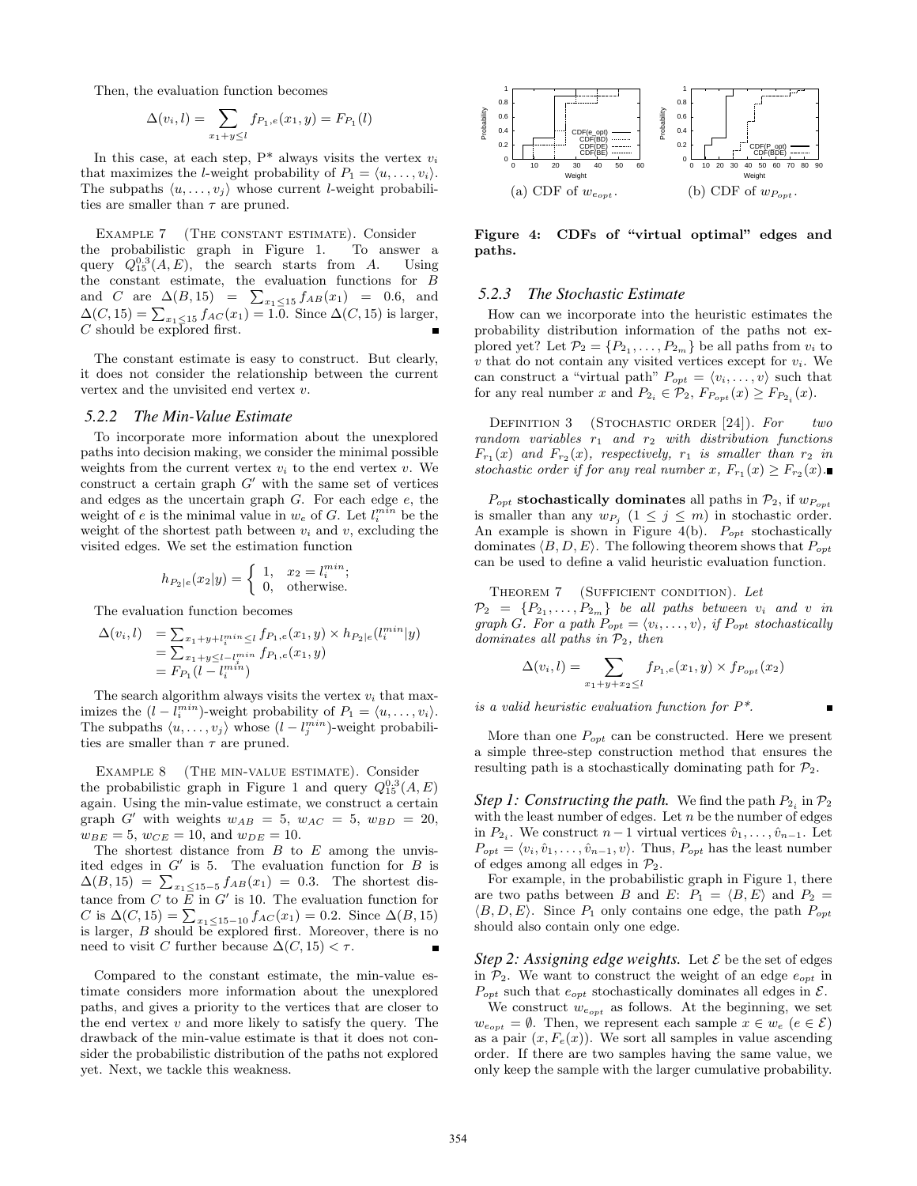Then, the evaluation function becomes

$$\Delta(v_i, l) = \sum_{x_1+y \le l} f_{P_1,e}(x_1, y) = F_{P_1}(l)$$

In this case, at each step, P* always visits the vertex $v_i$ that maximizes the $l$-weight probability of $P_1 = \langle u, \ldots, v_i \rangle$. The subpaths $\langle u, \ldots, v_j \rangle$ whose current $l$-weight probabilities are smaller than $\tau$ are pruned.

Example 7 (The constant estimate). *Consider the probabilistic graph in Figure 1. To answer a query $Q_{15}^{0.3}(A, E)$, the search starts from $A$. Using the constant estimate, the evaluation functions for $B$ and $C$ are $\Delta(B, 15) = \sum_{x_1 \le 15} f_{AB}(x_1) = 0.6$, and $\Delta(C, 15) = \sum_{x_1 \le 15} f_{AC}(x_1) = 1.0$. Since $\Delta(C, 15)$ is larger, $C$ should be explored first.*

The constant estimate is easy to construct. But clearly, it does not consider the relationship between the current vertex and the unvisited end vertex $v$.

### 5.2.2 The Min-Value Estimate

To incorporate more information about the unexplored paths into decision making, we consider the minimal possible weights from the current vertex $v_i$ to the end vertex $v$. We construct a certain graph $G'$ with the same set of vertices and edges as the uncertain graph $G$. For each edge $e$, the weight of $e$ is the minimal value in $w_e$ of $G$. Let $l_i^{min}$ be the weight of the shortest path between $v_i$ and $v$, excluding the visited edges. We set the estimation function

$$h_{P_2|e}(x_2|y) = \begin{cases} 1, & x_2 = l_i^{min}; \\ 0, & \text{otherwise.} \end{cases}$$

The evaluation function becomes

$$\begin{aligned} \Delta(v_i, l) &= \sum_{x_1+y+l_i^{min} \le l} f_{P_1,e}(x_1, y) \times h_{P_2|e}(l_i^{min}|y) \\ &= \sum_{x_1+y \le l-l_i^{min}} f_{P_1,e}(x_1, y) \\ &= F_{P_1}(l - l_i^{min}) \end{aligned}$$

The search algorithm always visits the vertex $v_i$ that maximizes the $(l - l_i^{min})$-weight probability of $P_1 = \langle u, \ldots, v_i \rangle$. The subpaths $\langle u, \ldots, v_j \rangle$ whose $(l - l_j^{min})$-weight probabilities are smaller than $\tau$ are pruned.

Example 8 (The min-value estimate). *Consider the probabilistic graph in Figure 1 and query $Q_{15}^{0.3}(A, E)$ again. Using the min-value estimate, we construct a certain graph $G'$ with weights $w_{AB} = 5$, $w_{AC} = 5$, $w_{BD} = 20$, $w_{BE} = 5$, $w_{CE} = 10$, and $w_{DE} = 10$.*

*The shortest distance from $B$ to $E$ among the unvisited edges in $G'$ is 5. The evaluation function for $B$ is $\Delta(B, 15) = \sum_{x_1 \le 15-5} f_{AB}(x_1) = 0.3$. The shortest distance from $C$ to $E$ in $G'$ is 10. The evaluation function for $C$ is $\Delta(C, 15) = \sum_{x_1 \le 15-10} f_{AC}(x_1) = 0.2$. Since $\Delta(B, 15)$ is larger, $B$ should be explored first. Moreover, there is no need to visit $C$ further because $\Delta(C, 15) < \tau$.*

Compared to the constant estimate, the min-value estimate considers more information about the unexplored paths, and gives a priority to the vertices that are closer to the end vertex $v$ and more likely to satisfy the query. The drawback of the min-value estimate is that it does not consider the probabilistic distribution of the paths not explored yet. Next, we tackle this weakness.

(a) CDF of $w_{e_{opt}}$. (b) CDF of $w_{P_{opt}}$.

**Figure 4: CDFs of "virtual optimal" edges and paths.**

### 5.2.3 The Stochastic Estimate

How can we incorporate into the heuristic estimates the probability distribution information of the paths not explored yet? Let $\mathcal{P}_2 = \{P_{2_1}, \ldots, P_{2_m}\}$ be all paths from $v_i$ to $v$ that do not contain any visited vertices except for $v_i$. We can construct a "virtual path" $P_{opt} = \langle v_i, \ldots, v \rangle$ such that for any real number $x$ and $P_{2_i} \in \mathcal{P}_2$, $F_{P_{opt}}(x) \ge F_{P_{2_i}}(x)$.

Definition 3 (Stochastic order [24]). *For two random variables $r_1$ and $r_2$ with distribution functions $F_{r_1}(x)$ and $F_{r_2}(x)$, respectively, $r_1$ is smaller than $r_2$ in stochastic order if for any real number $x$, $F_{r_1}(x) \ge F_{r_2}(x)$.*

$P_{opt}$ **stochastically dominates** all paths in $\mathcal{P}_2$, if $w_{P_{opt}}$ is smaller than any $w_{P_j}$ $(1 \le j \le m)$ in stochastic order. An example is shown in Figure 4(b). $P_{opt}$ stochastically dominates $\langle B, D, E \rangle$. The following theorem shows that $P_{opt}$ can be used to define a valid heuristic evaluation function.

Theorem 7 (Sufficient condition). *Let $\mathcal{P}_2 = \{P_{2_1}, \ldots, P_{2_m}\}$ be all paths between $v_i$ and $v$ in graph $G$. For a path $P_{opt} = \langle v_i, \ldots, v \rangle$, if $P_{opt}$ stochastically dominates all paths in $\mathcal{P}_2$, then*

$$\Delta(v_i, l) = \sum_{x_1+y+x_2 \le l} f_{P_1,e}(x_1, y) \times f_{P_{opt}}(x_2)$$

*is a valid heuristic evaluation function for P\*.*

More than one $P_{opt}$ can be constructed. Here we present a simple three-step construction method that ensures the resulting path is a stochastically dominating path for $\mathcal{P}_2$.

***Step 1: Constructing the path.*** We find the path $P_{2_i}$ in $\mathcal{P}_2$ with the least number of edges. Let $n$ be the number of edges in $P_{2_i}$. We construct $n-1$ virtual vertices $\hat{v}_1, \ldots, \hat{v}_{n-1}$. Let $P_{opt} = \langle v_i, \hat{v}_1, \ldots, \hat{v}_{n-1}, v \rangle$. Thus, $P_{opt}$ has the least number of edges among all edges in $\mathcal{P}_2$.

For example, in the probabilistic graph in Figure 1, there are two paths between $B$ and $E$: $P_1 = \langle B, E \rangle$ and $P_2 = \langle B, D, E \rangle$. Since $P_1$ only contains one edge, the path $P_{opt}$ should also contain only one edge.

***Step 2: Assigning edge weights.*** Let $\mathcal{E}$ be the set of edges in $\mathcal{P}_2$. We want to construct the weight of an edge $e_{opt}$ in $P_{opt}$ such that $e_{opt}$ stochastically dominates all edges in $\mathcal{E}$.

We construct $w_{e_{opt}}$ as follows. At the beginning, we set $w_{e_{opt}} = \emptyset$. Then, we represent each sample $x \in w_e$ $(e \in \mathcal{E})$ as a pair $(x, F_e(x))$. We sort all samples in value ascending order. If there are two samples having the same value, we only keep the sample with the larger cumulative probability.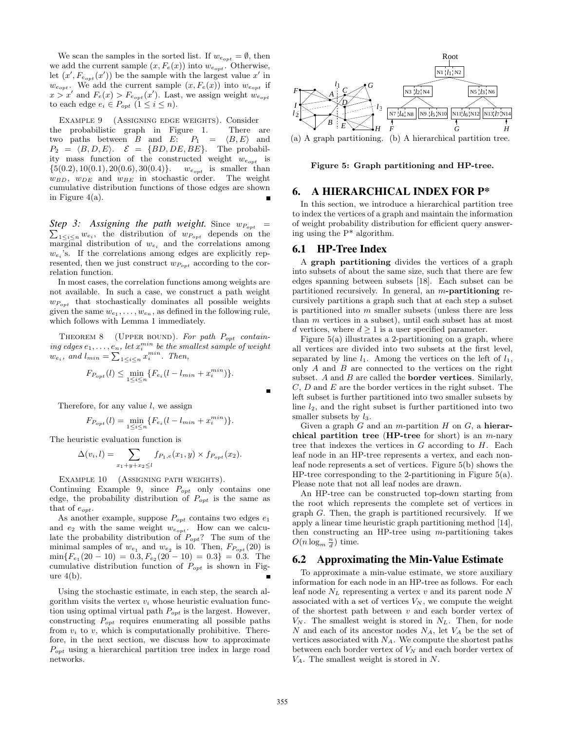We scan the samples in the sorted list. If $w_{e_{opt}} = \emptyset$, then we add the current sample $(x, F_e(x))$ into $w_{e_{opt}}$. Otherwise, let $(x', F_{e_{opt}}(x'))$ be the sample with the largest value $x'$ in $w_{e_{opt}}$. We add the current sample $(x, F_e(x))$ into $w_{e_{opt}}$ if $x > x'$ and $F_e(x) > F_{e_{opt}}(x')$. Last, we assign weight $w_{e_{opt}}$ to each edge $e_i \in P_{opt}$ $(1 \leq i \leq n)$.

EXAMPLE 9 (ASSIGNING EDGE WEIGHTS). Consider the probabilistic graph in Figure 1. There are two paths between $B$ and $E$: $P_1 = \langle B, E \rangle$ and $P_2 = \langle B, D, E \rangle$. $\mathcal{E} = \{BD, DE, BE\}$. The probability mass function of the constructed weight $w_{e_{opt}}$ is $\{5(0.2), 10(0.1), 20(0.6), 30(0.4)\}$. $w_{e_{opt}}$ is smaller than $w_{BD}$, $w_{DE}$ and $w_{BE}$ in stochastic order. The weight cumulative distribution functions of those edges are shown in Figure 4(a). ∎

***Step 3: Assigning the path weight.*** Since $w_{P_{opt}} = \sum_{1 \leq i \leq n} w_{e_i}$, the distribution of $w_{P_{opt}}$ depends on the marginal distribution of $w_{e_i}$ and the correlations among $w_{e_i}$'s. If the correlations among edges are explicitly represented, then we just construct $w_{P_{opt}}$ according to the correlation function.

In most cases, the correlation functions among weights are not available. In such a case, we construct a path weight $w_{P_{opt}}$ that stochastically dominates all possible weights given the same $w_{e_1}, \ldots, w_{e_n}$, as defined in the following rule, which follows with Lemma 1 immediately.

THEOREM 8 (UPPER BOUND). *For path $P_{opt}$ containing edges $e_1, \ldots, e_n$, let $x_i^{min}$ be the smallest sample of weight $w_{e_i}$, and $l_{min} = \sum_{1 \leq i \leq n} x_i^{min}$. Then,*

$$F_{P_{opt}}(l) \leq \min_{1 \leq i \leq n} \{F_{e_i}(l - l_{min} + x_i^{min})\}.$$

∎

Therefore, for any value $l$, we assign

$$F_{P_{opt}}(l) = \min_{1 \leq i \leq n} \{F_{e_i}(l - l_{min} + x_i^{min})\}.$$

The heuristic evaluation function is

$$\Delta(v_i, l) = \sum_{x_1 + y + x_2 \leq l} f_{P_1, e}(x_1, y) \times f_{P_{opt}}(x_2).$$

EXAMPLE 10 (ASSIGNING PATH WEIGHTS). Continuing Example 9, since $P_{opt}$ only contains one edge, the probability distribution of $P_{opt}$ is the same as that of $e_{opt}$.

As another example, suppose $P_{opt}$ contains two edges $e_1$ and $e_2$ with the same weight $w_{e_{opt}}$. How can we calculate the probability distribution of $P_{opt}$? The sum of the minimal samples of $w_{e_1}$ and $w_{e_2}$ is 10. Then, $F_{P_{opt}}(20)$ is $\min\{F_{e_1}(20 - 10) = 0.3, F_{e_2}(20 - 10) = 0.3\} = 0.3$. The cumulative distribution function of $P_{opt}$ is shown in Figure 4(b). ∎

Using the stochastic estimate, in each step, the search algorithm visits the vertex $v_i$ whose heuristic evaluation function using optimal virtual path $P_{opt}$ is the largest. However, constructing $P_{opt}$ requires enumerating all possible paths from $v_i$ to $v$, which is computationally prohibitive. Therefore, in the next section, we discuss how to approximate $P_{opt}$ using a hierarchical partition tree index in large road networks.

(a) A graph partitioning. (b) A hierarchical partition tree.

**Figure 5: Graph partitioning and HP-tree.**

## 6. A HIERARCHICAL INDEX FOR P*

In this section, we introduce a hierarchical partition tree to index the vertices of a graph and maintain the information of weight probability distribution for efficient query answering using the P* algorithm.

### 6.1 HP-Tree Index

A **graph partitioning** divides the vertices of a graph into subsets of about the same size, such that there are few edges spanning between subsets [18]. Each subset can be partitioned recursively. In general, an $m$-**partitioning** recursively partitions a graph such that at each step a subset is partitioned into $m$ smaller subsets (unless there are less than $m$ vertices in a subset), until each subset has at most $d$ vertices, where $d \geq 1$ is a user specified parameter.

Figure 5(a) illustrates a 2-partitioning on a graph, where all vertices are divided into two subsets at the first level, separated by line $l_1$. Among the vertices on the left of $l_1$, only $A$ and $B$ are connected to the vertices on the right subset. $A$ and $B$ are called the **border vertices**. Similarly, $C$, $D$ and $E$ are the border vertices in the right subset. The left subset is further partitioned into two smaller subsets by line $l_2$, and the right subset is further partitioned into two smaller subsets by $l_3$.

Given a graph $G$ and an $m$-partition $H$ on $G$, a **hierarchical partition tree** (**HP-tree** for short) is an $m$-nary tree that indexes the vertices in $G$ according to $H$. Each leaf node in an HP-tree represents a vertex, and each non-leaf node represents a set of vertices. Figure 5(b) shows the HP-tree corresponding to the 2-partitioning in Figure 5(a). Please note that not all leaf nodes are drawn.

An HP-tree can be constructed top-down starting from the root which represents the complete set of vertices in graph $G$. Then, the graph is partitioned recursively. If we apply a linear time heuristic graph partitioning method [14], then constructing an HP-tree using $m$-partitioning takes $O(n \log_m \frac{n}{d})$ time.

### 6.2 Approximating the Min-Value Estimate

To approximate a min-value estimate, we store auxiliary information for each node in an HP-tree as follows. For each leaf node $N_L$ representing a vertex $v$ and its parent node $N$ associated with a set of vertices $V_N$, we compute the weight of the shortest path between $v$ and each border vertex of $V_N$. The smallest weight is stored in $N_L$. Then, for node $N$ and each of its ancestor nodes $N_A$, let $V_A$ be the set of vertices associated with $N_A$. We compute the shortest paths between each border vertex of $V_N$ and each border vertex of $V_A$. The smallest weight is stored in $N$.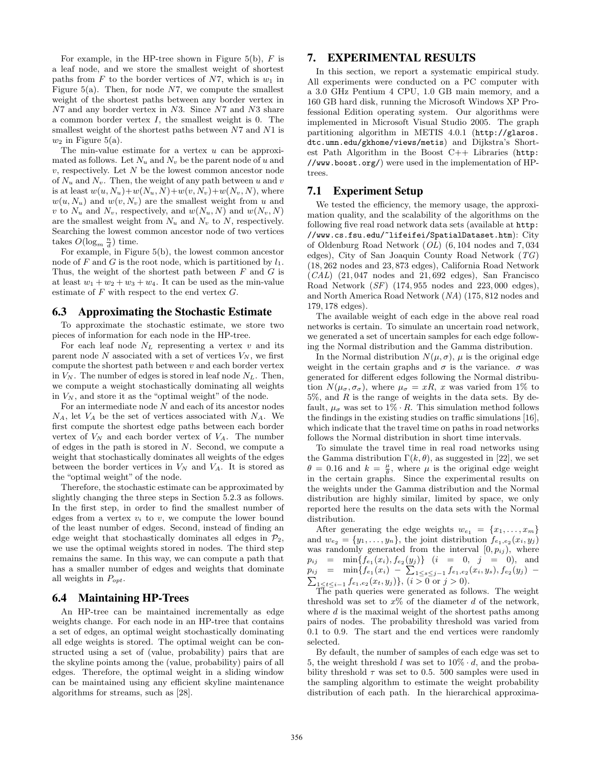For example, in the HP-tree shown in Figure 5(b), $F$ is a leaf node, and we store the smallest weight of shortest paths from $F$ to the border vertices of $N7$, which is $w_1$ in Figure 5(a). Then, for node $N7$, we compute the smallest weight of the shortest paths between any border vertex in $N7$ and any border vertex in $N3$. Since $N7$ and $N3$ share a common border vertex $I$, the smallest weight is 0. The smallest weight of the shortest paths between $N7$ and $N1$ is $w_2$ in Figure 5(a).

The min-value estimate for a vertex $u$ can be approximated as follows. Let $N_u$ and $N_v$ be the parent node of $u$ and $v$, respectively. Let $N$ be the lowest common ancestor node of $N_u$ and $N_v$. Then, the weight of any path between $u$ and $v$ is at least $w(u, N_u) + w(N_u, N) + w(v, N_v) + w(N_v, N)$, where $w(u, N_u)$ and $w(v, N_v)$ are the smallest weight from $u$ and $v$ to $N_u$ and $N_v$, respectively, and $w(N_u, N)$ and $w(N_v, N)$ are the smallest weight from $N_u$ and $N_v$ to $N$, respectively. Searching the lowest common ancestor node of two vertices takes $O(\log_m \frac{n}{d})$ time.

For example, in Figure 5(b), the lowest common ancestor node of $F$ and $G$ is the root node, which is partitioned by $l_1$. Thus, the weight of the shortest path between $F$ and $G$ is at least $w_1 + w_2 + w_3 + w_4$. It can be used as the min-value estimate of $F$ with respect to the end vertex $G$.

## 6.3 Approximating the Stochastic Estimate

To approximate the stochastic estimate, we store two pieces of information for each node in the HP-tree.

For each leaf node $N_L$ representing a vertex $v$ and its parent node $N$ associated with a set of vertices $V_N$, we first compute the shortest path between $v$ and each border vertex in $V_N$. The number of edges is stored in leaf node $N_L$. Then, we compute a weight stochastically dominating all weights in $V_N$, and store it as the "optimal weight" of the node.

For an intermediate node $N$ and each of its ancestor nodes $N_A$, let $V_A$ be the set of vertices associated with $N_A$. We first compute the shortest edge paths between each border vertex of $V_N$ and each border vertex of $V_A$. The number of edges in the path is stored in $N$. Second, we compute a weight that stochastically dominates all weights of the edges between the border vertices in $V_N$ and $V_A$. It is stored as the "optimal weight" of the node.

Therefore, the stochastic estimate can be approximated by slightly changing the three steps in Section 5.2.3 as follows. In the first step, in order to find the smallest number of edges from a vertex $v_i$ to $v$, we compute the lower bound of the least number of edges. Second, instead of finding an edge weight that stochastically dominates all edges in $\mathcal{P}_2$, we use the optimal weights stored in nodes. The third step remains the same. In this way, we can compute a path that has a smaller number of edges and weights that dominate all weights in $P_{opt}$.

## 6.4 Maintaining HP-Trees

An HP-tree can be maintained incrementally as edge weights change. For each node in an HP-tree that contains a set of edges, an optimal weight stochastically dominating all edge weights is stored. The optimal weight can be constructed using a set of (value, probability) pairs that are the skyline points among the (value, probability) pairs of all edges. Therefore, the optimal weight in a sliding window can be maintained using any efficient skyline maintenance algorithms for streams, such as [28].

# 7. EXPERIMENTAL RESULTS

In this section, we report a systematic empirical study. All experiments were conducted on a PC computer with a 3.0 GHz Pentium 4 CPU, 1.0 GB main memory, and a 160 GB hard disk, running the Microsoft Windows XP Professional Edition operating system. Our algorithms were implemented in Microsoft Visual Studio 2005. The graph partitioning algorithm in METIS 4.0.1 (http://glaros.dtc.umn.edu/gkhome/views/metis) and Dijkstra's Shortest Path Algorithm in the Boost C++ Libraries (http://www.boost.org/) were used in the implementation of HP-trees.

## 7.1 Experiment Setup

We tested the efficiency, the memory usage, the approximation quality, and the scalability of the algorithms on the following five real road network data sets (available at http://www.cs.fsu.edu/~lifeifei/SpatialDataset.htm): City of Oldenburg Road Network ($OL$) (6,104 nodes and 7,034 edges), City of San Joaquin County Road Network ($TG$) (18,262 nodes and 23,873 edges), California Road Network ($CAL$) (21,047 nodes and 21,692 edges), San Francisco Road Network ($SF$) (174,955 nodes and 223,000 edges), and North America Road Network ($NA$) (175,812 nodes and 179,178 edges).

The available weight of each edge in the above real road networks is certain. To simulate an uncertain road network, we generated a set of uncertain samples for each edge following the Normal distribution and the Gamma distribution.

In the Normal distribution $N(\mu, \sigma)$, $\mu$ is the original edge weight in the certain graphs and $\sigma$ is the variance. $\sigma$ was generated for different edges following the Normal distribution $N(\mu_\sigma, \sigma_\sigma)$, where $\mu_\sigma = xR$, $x$ was varied from 1% to 5%, and $R$ is the range of weights in the data sets. By default, $\mu_\sigma$ was set to $1\% \cdot R$. This simulation method follows the findings in the existing studies on traffic simulations [16], which indicate that the travel time on paths in road networks follows the Normal distribution in short time intervals.

To simulate the travel time in real road networks using the Gamma distribution $\Gamma(k, \theta)$, as suggested in [22], we set $\theta = 0.16$ and $k = \frac{\mu}{\theta}$, where $\mu$ is the original edge weight in the certain graphs. Since the experimental results on the weights under the Gamma distribution and the Normal distribution are highly similar, limited by space, we only reported here the results on the data sets with the Normal distribution.

After generating the edge weights $w_{e_1} = \{x_1, \ldots, x_m\}$ and $w_{e_2} = \{y_1, \ldots, y_n\}$, the joint distribution $f_{e_1,e_2}(x_i, y_j)$ was randomly generated from the interval $[0, p_{ij})$, where $p_{ij} = \min\{f_{e_1}(x_i), f_{e_2}(y_j)\}$ $(i = 0,\ j = 0)$, and $p_{ij} = \min\{f_{e_1}(x_i) - \sum_{1 \le s \le j-1} f_{e_1,e_2}(x_i, y_s), f_{e_2}(y_j) - \sum_{1 \le t \le i-1} f_{e_1,e_2}(x_t, y_j)\}$, $(i > 0 \text{ or } j > 0)$.

The path queries were generated as follows. The weight threshold was set to $x\%$ of the diameter $d$ of the network, where $d$ is the maximal weight of the shortest paths among pairs of nodes. The probability threshold was varied from 0.1 to 0.9. The start and the end vertices were randomly selected.

By default, the number of samples of each edge was set to 5, the weight threshold $l$ was set to $10\% \cdot d$, and the probability threshold $\tau$ was set to 0.5. 500 samples were used in the sampling algorithm to estimate the weight probability distribution of each path. In the hierarchical approxima-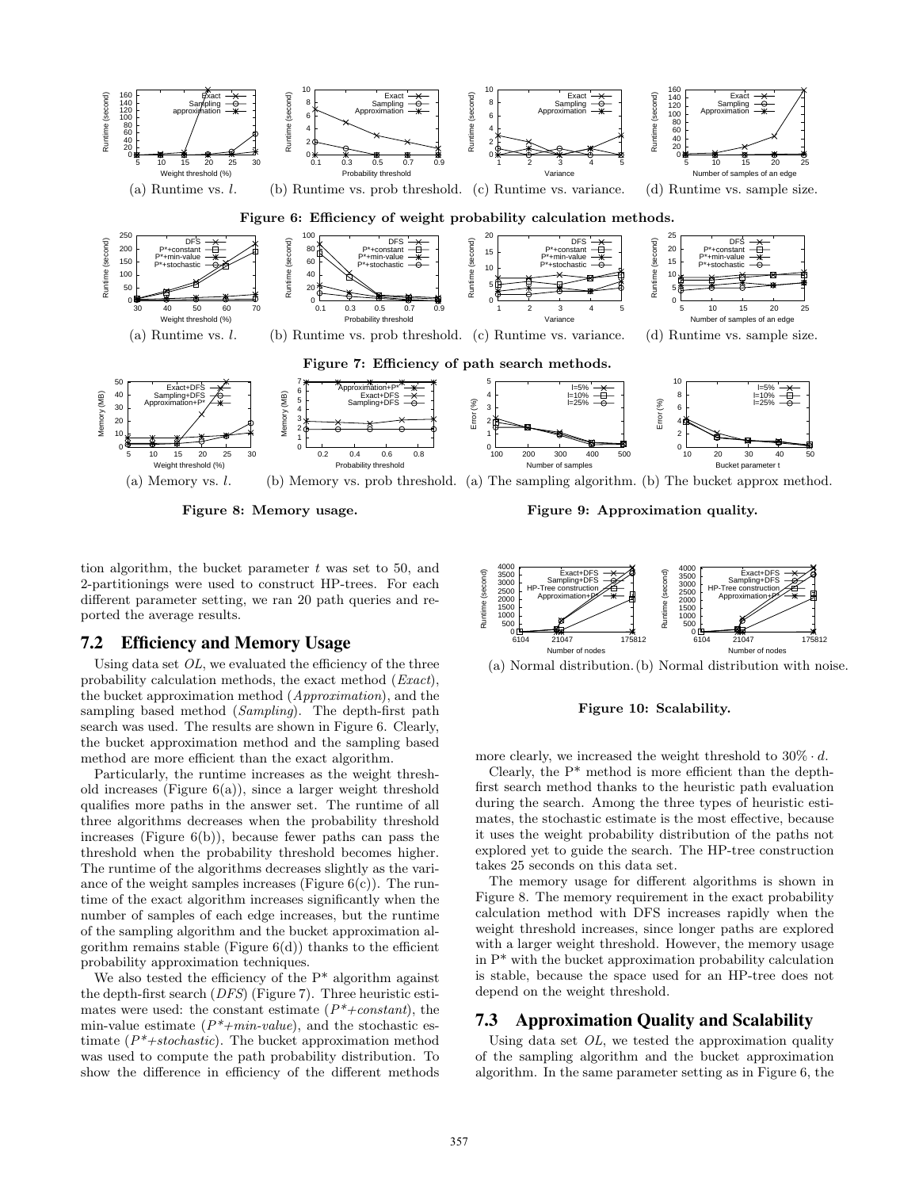(a) Runtime vs. $l$. (b) Runtime vs. prob threshold. (c) Runtime vs. variance. (d) Runtime vs. sample size.

**Figure 6: Efficiency of weight probability calculation methods.**

(a) Runtime vs. $l$. (b) Runtime vs. prob threshold. (c) Runtime vs. variance. (d) Runtime vs. sample size.

**Figure 7: Efficiency of path search methods.**

(a) Memory vs. $l$. (b) Memory vs. prob threshold.

**Figure 8: Memory usage.**

(a) The sampling algorithm. (b) The bucket approx method.

**Figure 9: Approximation quality.**

tion algorithm, the bucket parameter $t$ was set to 50, and 2-partitionings were used to construct HP-trees. For each different parameter setting, we ran 20 path queries and reported the average results.

## 7.2 Efficiency and Memory Usage

Using data set *OL*, we evaluated the efficiency of the three probability calculation methods, the exact method (*Exact*), the bucket approximation method (*Approximation*), and the sampling based method (*Sampling*). The depth-first path search was used. The results are shown in Figure 6. Clearly, the bucket approximation method and the sampling based method are more efficient than the exact algorithm.

Particularly, the runtime increases as the weight threshold increases (Figure 6(a)), since a larger weight threshold qualifies more paths in the answer set. The runtime of all three algorithms decreases when the probability threshold increases (Figure 6(b)), because fewer paths can pass the threshold when the probability threshold becomes higher. The runtime of the algorithms decreases slightly as the variance of the weight samples increases (Figure 6(c)). The runtime of the exact algorithm increases significantly when the number of samples of each edge increases, but the runtime of the sampling algorithm and the bucket approximation algorithm remains stable (Figure 6(d)) thanks to the efficient probability approximation techniques.

We also tested the efficiency of the P* algorithm against the depth-first search (*DFS*) (Figure 7). Three heuristic estimates were used: the constant estimate (*P*+constant*), the min-value estimate (*P*+min-value*), and the stochastic estimate (*P*+stochastic*). The bucket approximation method was used to compute the path probability distribution. To show the difference in efficiency of the different methods more clearly, we increased the weight threshold to $30\% \cdot d$.

(a) Normal distribution. (b) Normal distribution with noise.

**Figure 10: Scalability.**

Clearly, the P* method is more efficient than the depth-first search method thanks to the heuristic path evaluation during the search. Among the three types of heuristic estimates, the stochastic estimate is the most effective, because it uses the weight probability distribution of the paths not explored yet to guide the search. The HP-tree construction takes 25 seconds on this data set.

The memory usage for different algorithms is shown in Figure 8. The memory requirement in the exact probability calculation method with DFS increases rapidly when the weight threshold increases, since longer paths are explored with a larger weight threshold. However, the memory usage in P* with the bucket approximation probability calculation is stable, because the space used for an HP-tree does not depend on the weight threshold.

## 7.3 Approximation Quality and Scalability

Using data set *OL*, we tested the approximation quality of the sampling algorithm and the bucket approximation algorithm. In the same parameter setting as in Figure 6, the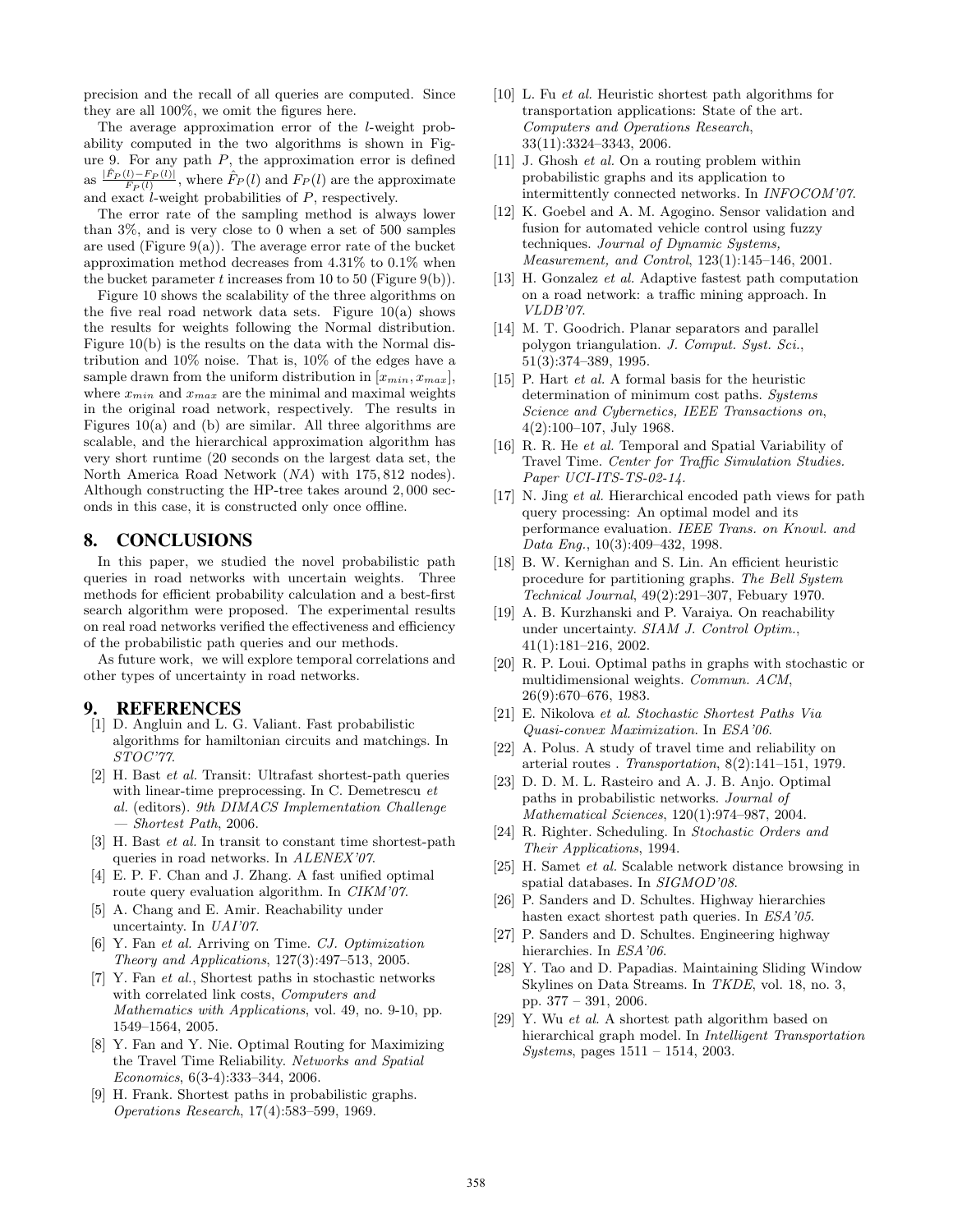precision and the recall of all queries are computed. Since they are all 100%, we omit the figures here.

The average approximation error of the $l$-weight probability computed in the two algorithms is shown in Figure 9. For any path $P$, the approximation error is defined as $\frac{|\hat{F}_P(l)-F_P(l)|}{F_P(l)}$, where $\hat{F}_P(l)$ and $F_P(l)$ are the approximate and exact $l$-weight probabilities of $P$, respectively.

The error rate of the sampling method is always lower than 3%, and is very close to 0 when a set of 500 samples are used (Figure 9(a)). The average error rate of the bucket approximation method decreases from 4.31% to 0.1% when the bucket parameter $t$ increases from 10 to 50 (Figure 9(b)).

Figure 10 shows the scalability of the three algorithms on the five real road network data sets. Figure 10(a) shows the results for weights following the Normal distribution. Figure 10(b) is the results on the data with the Normal distribution and 10% noise. That is, 10% of the edges have a sample drawn from the uniform distribution in $[x_{min}, x_{max}]$, where $x_{min}$ and $x_{max}$ are the minimal and maximal weights in the original road network, respectively. The results in Figures 10(a) and (b) are similar. All three algorithms are scalable, and the hierarchical approximation algorithm has very short runtime (20 seconds on the largest data set, the North America Road Network (*NA*) with 175,812 nodes). Although constructing the HP-tree takes around 2,000 seconds in this case, it is constructed only once offline.

## 8. CONCLUSIONS

In this paper, we studied the novel probabilistic path queries in road networks with uncertain weights. Three methods for efficient probability calculation and a best-first search algorithm were proposed. The experimental results on real road networks verified the effectiveness and efficiency of the probabilistic path queries and our methods.

As future work, we will explore temporal correlations and other types of uncertainty in road networks.

## 9. REFERENCES

[1] D. Angluin and L. G. Valiant. Fast probabilistic algorithms for hamiltonian circuits and matchings. In *STOC'77*.

[2] H. Bast *et al.* Transit: Ultrafast shortest-path queries with linear-time preprocessing. In C. Demetrescu *et al.* (editors). *9th DIMACS Implementation Challenge — Shortest Path*, 2006.

[3] H. Bast *et al.* In transit to constant time shortest-path queries in road networks. In *ALENEX'07*.

[4] E. P. F. Chan and J. Zhang. A fast unified optimal route query evaluation algorithm. In *CIKM'07*.

[5] A. Chang and E. Amir. Reachability under uncertainty. In *UAI'07*.

[6] Y. Fan *et al.* Arriving on Time. *CJ. Optimization Theory and Applications*, 127(3):497–513, 2005.

[7] Y. Fan *et al.*, Shortest paths in stochastic networks with correlated link costs, *Computers and Mathematics with Applications*, vol. 49, no. 9-10, pp. 1549–1564, 2005.

[8] Y. Fan and Y. Nie. Optimal Routing for Maximizing the Travel Time Reliability. *Networks and Spatial Economics*, 6(3-4):333–344, 2006.

[9] H. Frank. Shortest paths in probabilistic graphs. *Operations Research*, 17(4):583–599, 1969.

[10] L. Fu *et al.* Heuristic shortest path algorithms for transportation applications: State of the art. *Computers and Operations Research*, 33(11):3324–3343, 2006.

[11] J. Ghosh *et al.* On a routing problem within probabilistic graphs and its application to intermittently connected networks. In *INFOCOM'07*.

[12] K. Goebel and A. M. Agogino. Sensor validation and fusion for automated vehicle control using fuzzy techniques. *Journal of Dynamic Systems, Measurement, and Control*, 123(1):145–146, 2001.

[13] H. Gonzalez *et al.* Adaptive fastest path computation on a road network: a traffic mining approach. In *VLDB'07*.

[14] M. T. Goodrich. Planar separators and parallel polygon triangulation. *J. Comput. Syst. Sci.*, 51(3):374–389, 1995.

[15] P. Hart *et al.* A formal basis for the heuristic determination of minimum cost paths. *Systems Science and Cybernetics, IEEE Transactions on*, 4(2):100–107, July 1968.

[16] R. R. He *et al.* Temporal and Spatial Variability of Travel Time. *Center for Traffic Simulation Studies. Paper UCI-ITS-TS-02-14*.

[17] N. Jing *et al.* Hierarchical encoded path views for path query processing: An optimal model and its performance evaluation. *IEEE Trans. on Knowl. and Data Eng.*, 10(3):409–432, 1998.

[18] B. W. Kernighan and S. Lin. An efficient heuristic procedure for partitioning graphs. *The Bell System Technical Journal*, 49(2):291–307, Febuary 1970.

[19] A. B. Kurzhanski and P. Varaiya. On reachability under uncertainty. *SIAM J. Control Optim.*, 41(1):181–216, 2002.

[20] R. P. Loui. Optimal paths in graphs with stochastic or multidimensional weights. *Commun. ACM*, 26(9):670–676, 1983.

[21] E. Nikolova *et al.* *Stochastic Shortest Paths Via Quasi-convex Maximization*. In *ESA'06*.

[22] A. Polus. A study of travel time and reliability on arterial routes . *Transportation*, 8(2):141–151, 1979.

[23] D. D. M. L. Rasteiro and A. J. B. Anjo. Optimal paths in probabilistic networks. *Journal of Mathematical Sciences*, 120(1):974–987, 2004.

[24] R. Righter. Scheduling. In *Stochastic Orders and Their Applications*, 1994.

[25] H. Samet *et al.* Scalable network distance browsing in spatial databases. In *SIGMOD'08*.

[26] P. Sanders and D. Schultes. Highway hierarchies hasten exact shortest path queries. In *ESA'05*.

[27] P. Sanders and D. Schultes. Engineering highway hierarchies. In *ESA'06*.

[28] Y. Tao and D. Papadias. Maintaining Sliding Window Skylines on Data Streams. In *TKDE*, vol. 18, no. 3, pp. 377 – 391, 2006.

[29] Y. Wu *et al.* A shortest path algorithm based on hierarchical graph model. In *Intelligent Transportation Systems*, pages 1511 – 1514, 2003.